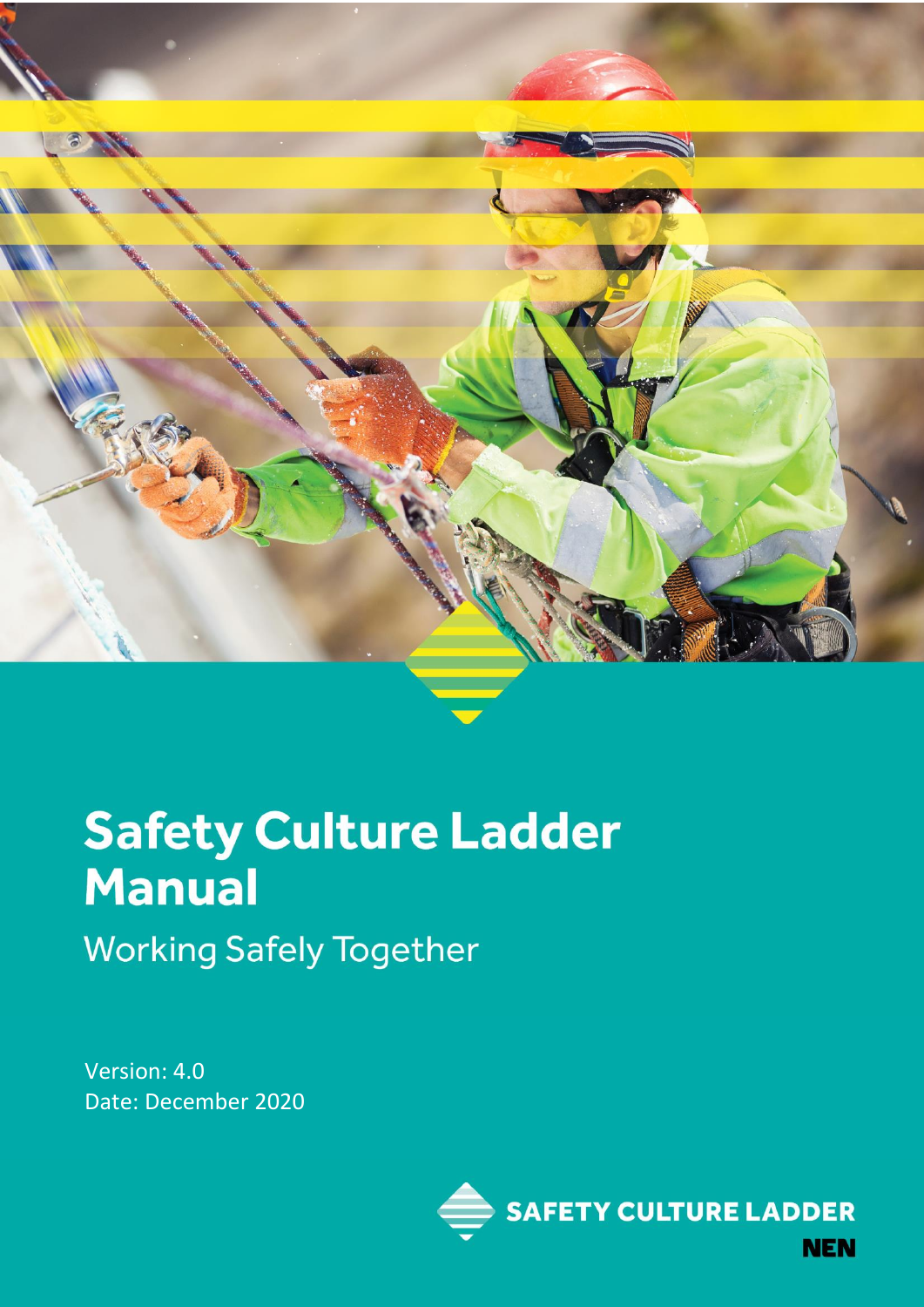# Safety Culture Ladder Manual

Working Safely Together

Version: 4.0
Date: December 2020

SAFETY CULTURE LADDER
NEN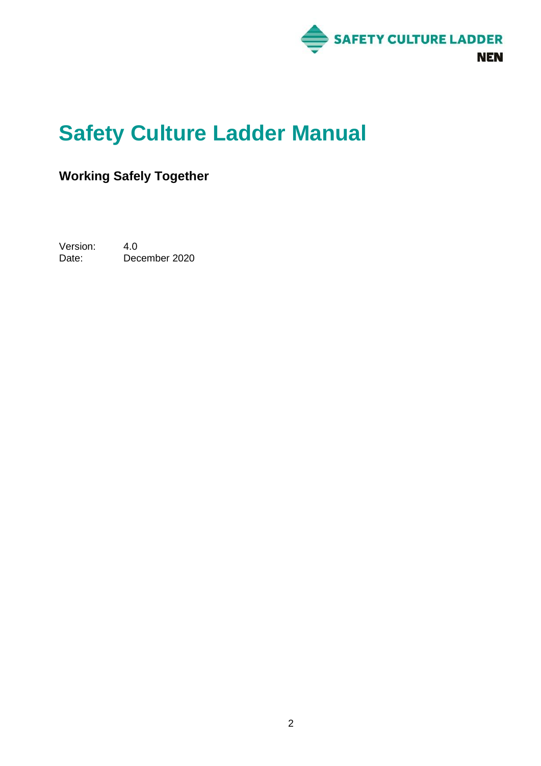# Safety Culture Ladder Manual

**Working Safely Together**

Version: 4.0
Date: December 2020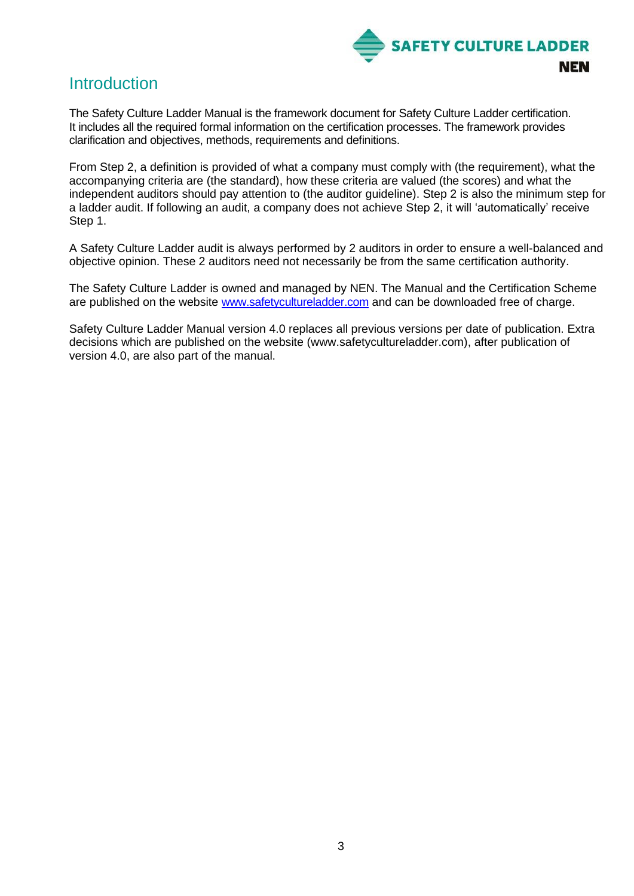# Introduction

The Safety Culture Ladder Manual is the framework document for Safety Culture Ladder certification. It includes all the required formal information on the certification processes. The framework provides clarification and objectives, methods, requirements and definitions.

From Step 2, a definition is provided of what a company must comply with (the requirement), what the accompanying criteria are (the standard), how these criteria are valued (the scores) and what the independent auditors should pay attention to (the auditor guideline). Step 2 is also the minimum step for a ladder audit. If following an audit, a company does not achieve Step 2, it will 'automatically' receive Step 1.

A Safety Culture Ladder audit is always performed by 2 auditors in order to ensure a well-balanced and objective opinion. These 2 auditors need not necessarily be from the same certification authority.

The Safety Culture Ladder is owned and managed by NEN. The Manual and the Certification Scheme are published on the website www.safetycultureladder.com and can be downloaded free of charge.

Safety Culture Ladder Manual version 4.0 replaces all previous versions per date of publication. Extra decisions which are published on the website (www.safetycultureladder.com), after publication of version 4.0, are also part of the manual.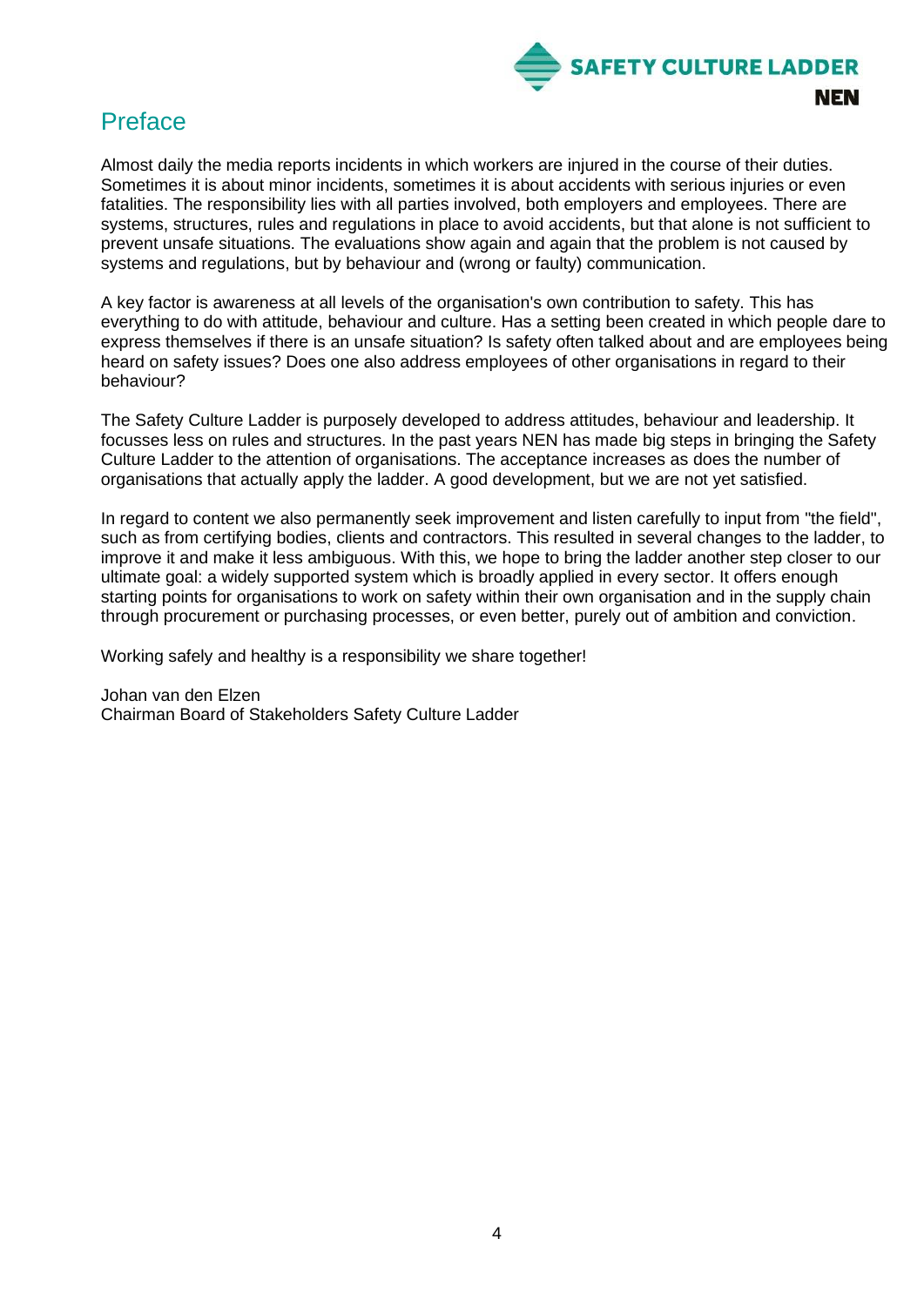# Preface

Almost daily the media reports incidents in which workers are injured in the course of their duties. Sometimes it is about minor incidents, sometimes it is about accidents with serious injuries or even fatalities. The responsibility lies with all parties involved, both employers and employees. There are systems, structures, rules and regulations in place to avoid accidents, but that alone is not sufficient to prevent unsafe situations. The evaluations show again and again that the problem is not caused by systems and regulations, but by behaviour and (wrong or faulty) communication.

A key factor is awareness at all levels of the organisation's own contribution to safety. This has everything to do with attitude, behaviour and culture. Has a setting been created in which people dare to express themselves if there is an unsafe situation? Is safety often talked about and are employees being heard on safety issues? Does one also address employees of other organisations in regard to their behaviour?

The Safety Culture Ladder is purposely developed to address attitudes, behaviour and leadership. It focusses less on rules and structures. In the past years NEN has made big steps in bringing the Safety Culture Ladder to the attention of organisations. The acceptance increases as does the number of organisations that actually apply the ladder. A good development, but we are not yet satisfied.

In regard to content we also permanently seek improvement and listen carefully to input from "the field", such as from certifying bodies, clients and contractors. This resulted in several changes to the ladder, to improve it and make it less ambiguous. With this, we hope to bring the ladder another step closer to our ultimate goal: a widely supported system which is broadly applied in every sector. It offers enough starting points for organisations to work on safety within their own organisation and in the supply chain through procurement or purchasing processes, or even better, purely out of ambition and conviction.

Working safely and healthy is a responsibility we share together!

Johan van den Elzen
Chairman Board of Stakeholders Safety Culture Ladder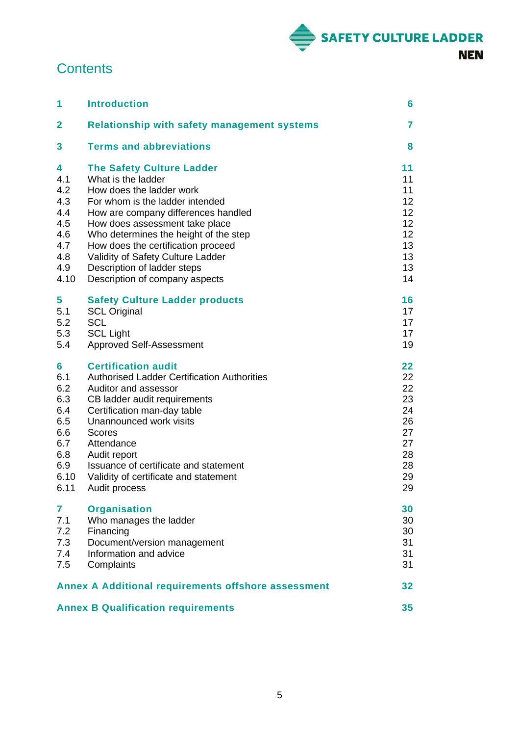# Contents

| | | |
|---|---|---|
| **1** | **Introduction** | **6** |
| **2** | **Relationship with safety management systems** | **7** |
| **3** | **Terms and abbreviations** | **8** |
| **4** | **The Safety Culture Ladder** | **11** |
| 4.1 | What is the ladder | 11 |
| 4.2 | How does the ladder work | 11 |
| 4.3 | For whom is the ladder intended | 12 |
| 4.4 | How are company differences handled | 12 |
| 4.5 | How does assessment take place | 12 |
| 4.6 | Who determines the height of the step | 12 |
| 4.7 | How does the certification proceed | 13 |
| 4.8 | Validity of Safety Culture Ladder | 13 |
| 4.9 | Description of ladder steps | 13 |
| 4.10 | Description of company aspects | 14 |
| **5** | **Safety Culture Ladder products** | **16** |
| 5.1 | SCL Original | 17 |
| 5.2 | SCL | 17 |
| 5.3 | SCL Light | 17 |
| 5.4 | Approved Self-Assessment | 19 |
| **6** | **Certification audit** | **22** |
| 6.1 | Authorised Ladder Certification Authorities | 22 |
| 6.2 | Auditor and assessor | 22 |
| 6.3 | CB ladder audit requirements | 23 |
| 6.4 | Certification man-day table | 24 |
| 6.5 | Unannounced work visits | 26 |
| 6.6 | Scores | 27 |
| 6.7 | Attendance | 27 |
| 6.8 | Audit report | 28 |
| 6.9 | Issuance of certificate and statement | 28 |
| 6.10 | Validity of certificate and statement | 29 |
| 6.11 | Audit process | 29 |
| **7** | **Organisation** | **30** |
| 7.1 | Who manages the ladder | 30 |
| 7.2 | Financing | 30 |
| 7.3 | Document/version management | 31 |
| 7.4 | Information and advice | 31 |
| 7.5 | Complaints | 31 |
| **Annex A** | **Additional requirements offshore assessment** | **32** |
| **Annex B** | **Qualification requirements** | **35** |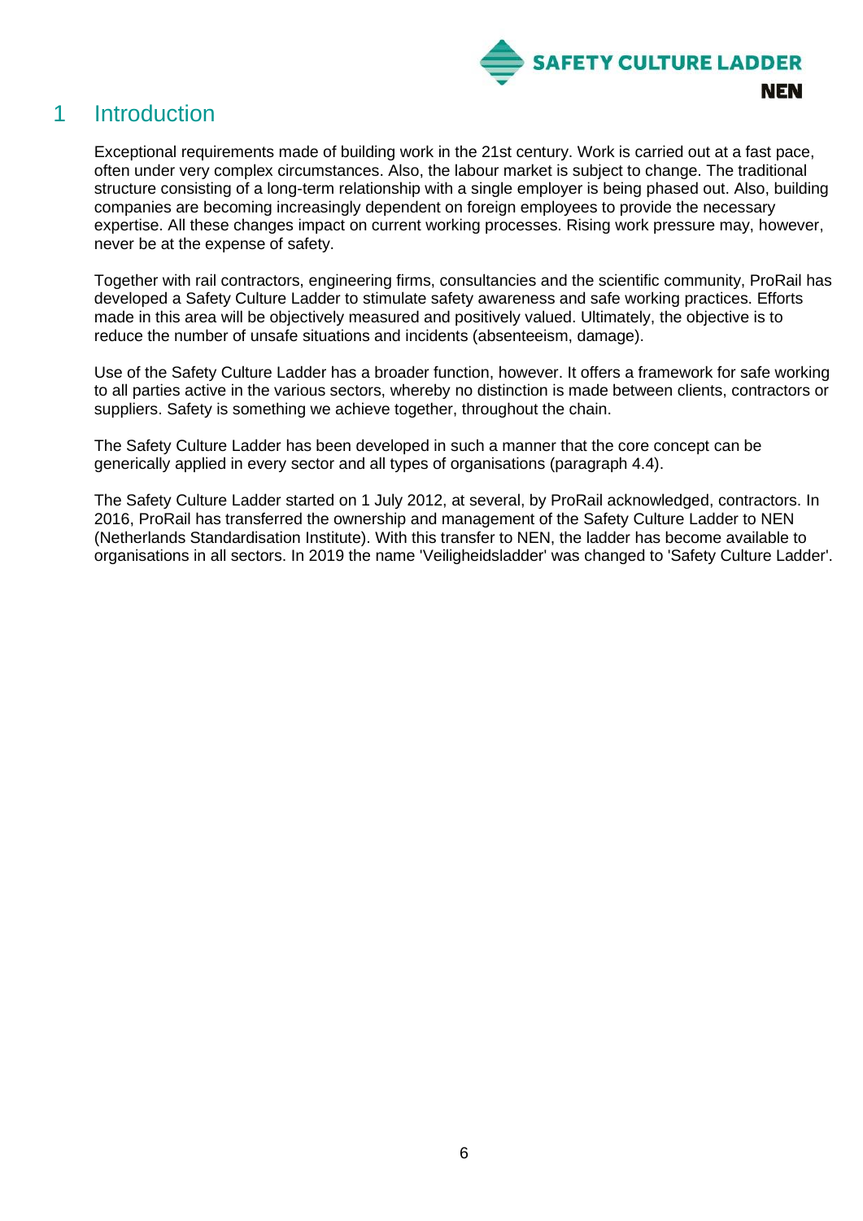# 1 Introduction

Exceptional requirements made of building work in the 21st century. Work is carried out at a fast pace, often under very complex circumstances. Also, the labour market is subject to change. The traditional structure consisting of a long-term relationship with a single employer is being phased out. Also, building companies are becoming increasingly dependent on foreign employees to provide the necessary expertise. All these changes impact on current working processes. Rising work pressure may, however, never be at the expense of safety.

Together with rail contractors, engineering firms, consultancies and the scientific community, ProRail has developed a Safety Culture Ladder to stimulate safety awareness and safe working practices. Efforts made in this area will be objectively measured and positively valued. Ultimately, the objective is to reduce the number of unsafe situations and incidents (absenteeism, damage).

Use of the Safety Culture Ladder has a broader function, however. It offers a framework for safe working to all parties active in the various sectors, whereby no distinction is made between clients, contractors or suppliers. Safety is something we achieve together, throughout the chain.

The Safety Culture Ladder has been developed in such a manner that the core concept can be generically applied in every sector and all types of organisations (paragraph 4.4).

The Safety Culture Ladder started on 1 July 2012, at several, by ProRail acknowledged, contractors. In 2016, ProRail has transferred the ownership and management of the Safety Culture Ladder to NEN (Netherlands Standardisation Institute). With this transfer to NEN, the ladder has become available to organisations in all sectors. In 2019 the name 'Veiligheidsladder' was changed to 'Safety Culture Ladder'.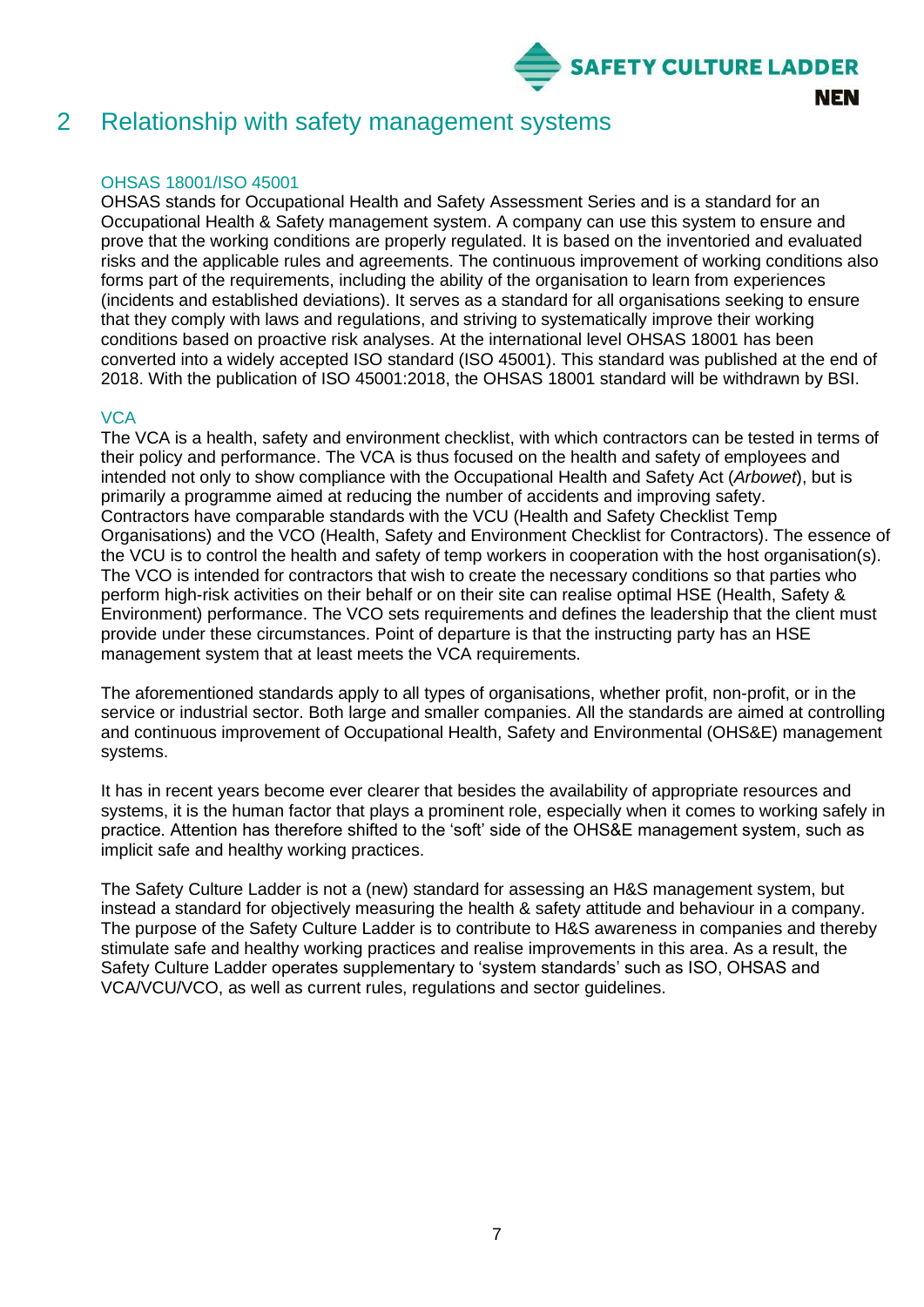# 2 Relationship with safety management systems

### OHSAS 18001/ISO 45001

OHSAS stands for Occupational Health and Safety Assessment Series and is a standard for an Occupational Health & Safety management system. A company can use this system to ensure and prove that the working conditions are properly regulated. It is based on the inventoried and evaluated risks and the applicable rules and agreements. The continuous improvement of working conditions also forms part of the requirements, including the ability of the organisation to learn from experiences (incidents and established deviations). It serves as a standard for all organisations seeking to ensure that they comply with laws and regulations, and striving to systematically improve their working conditions based on proactive risk analyses. At the international level OHSAS 18001 has been converted into a widely accepted ISO standard (ISO 45001). This standard was published at the end of 2018. With the publication of ISO 45001:2018, the OHSAS 18001 standard will be withdrawn by BSI.

### VCA

The VCA is a health, safety and environment checklist, with which contractors can be tested in terms of their policy and performance. The VCA is thus focused on the health and safety of employees and intended not only to show compliance with the Occupational Health and Safety Act (*Arbowet*), but is primarily a programme aimed at reducing the number of accidents and improving safety. Contractors have comparable standards with the VCU (Health and Safety Checklist Temp Organisations) and the VCO (Health, Safety and Environment Checklist for Contractors). The essence of the VCU is to control the health and safety of temp workers in cooperation with the host organisation(s). The VCO is intended for contractors that wish to create the necessary conditions so that parties who perform high-risk activities on their behalf or on their site can realise optimal HSE (Health, Safety & Environment) performance. The VCO sets requirements and defines the leadership that the client must provide under these circumstances. Point of departure is that the instructing party has an HSE management system that at least meets the VCA requirements.

The aforementioned standards apply to all types of organisations, whether profit, non-profit, or in the service or industrial sector. Both large and smaller companies. All the standards are aimed at controlling and continuous improvement of Occupational Health, Safety and Environmental (OHS&E) management systems.

It has in recent years become ever clearer that besides the availability of appropriate resources and systems, it is the human factor that plays a prominent role, especially when it comes to working safely in practice. Attention has therefore shifted to the 'soft' side of the OHS&E management system, such as implicit safe and healthy working practices.

The Safety Culture Ladder is not a (new) standard for assessing an H&S management system, but instead a standard for objectively measuring the health & safety attitude and behaviour in a company. The purpose of the Safety Culture Ladder is to contribute to H&S awareness in companies and thereby stimulate safe and healthy working practices and realise improvements in this area. As a result, the Safety Culture Ladder operates supplementary to 'system standards' such as ISO, OHSAS and VCA/VCU/VCO, as well as current rules, regulations and sector guidelines.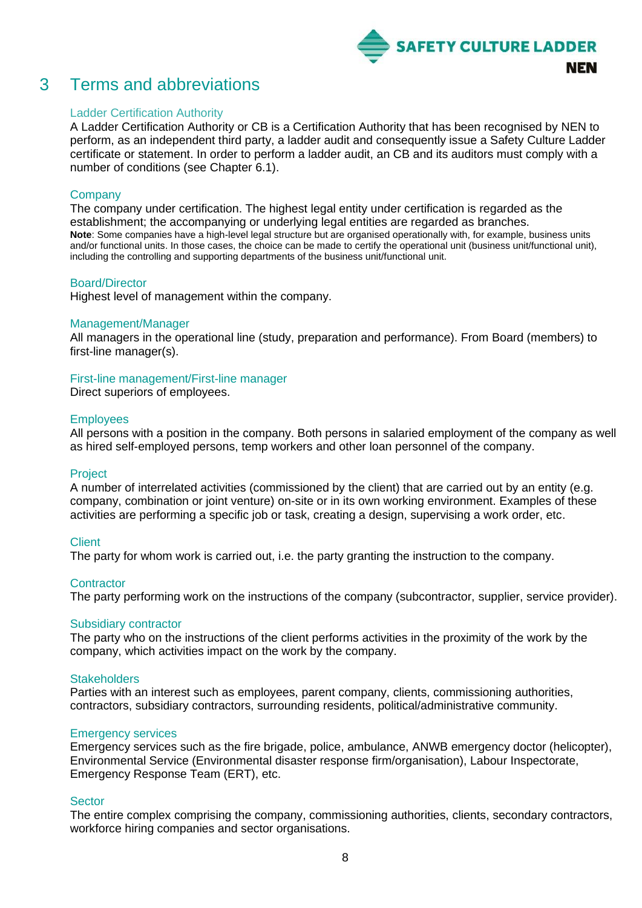# 3 Terms and abbreviations

### Ladder Certification Authority

A Ladder Certification Authority or CB is a Certification Authority that has been recognised by NEN to perform, as an independent third party, a ladder audit and consequently issue a Safety Culture Ladder certificate or statement. In order to perform a ladder audit, an CB and its auditors must comply with a number of conditions (see Chapter 6.1).

### Company

The company under certification. The highest legal entity under certification is regarded as the establishment; the accompanying or underlying legal entities are regarded as branches.

**Note**: Some companies have a high-level legal structure but are organised operationally with, for example, business units and/or functional units. In those cases, the choice can be made to certify the operational unit (business unit/functional unit), including the controlling and supporting departments of the business unit/functional unit.

### Board/Director

Highest level of management within the company.

### Management/Manager

All managers in the operational line (study, preparation and performance). From Board (members) to first-line manager(s).

### First-line management/First-line manager

Direct superiors of employees.

### Employees

All persons with a position in the company. Both persons in salaried employment of the company as well as hired self-employed persons, temp workers and other loan personnel of the company.

### Project

A number of interrelated activities (commissioned by the client) that are carried out by an entity (e.g. company, combination or joint venture) on-site or in its own working environment. Examples of these activities are performing a specific job or task, creating a design, supervising a work order, etc.

### Client

The party for whom work is carried out, i.e. the party granting the instruction to the company.

### Contractor

The party performing work on the instructions of the company (subcontractor, supplier, service provider).

### Subsidiary contractor

The party who on the instructions of the client performs activities in the proximity of the work by the company, which activities impact on the work by the company.

### Stakeholders

Parties with an interest such as employees, parent company, clients, commissioning authorities, contractors, subsidiary contractors, surrounding residents, political/administrative community.

### Emergency services

Emergency services such as the fire brigade, police, ambulance, ANWB emergency doctor (helicopter), Environmental Service (Environmental disaster response firm/organisation), Labour Inspectorate, Emergency Response Team (ERT), etc.

### Sector

The entire complex comprising the company, commissioning authorities, clients, secondary contractors, workforce hiring companies and sector organisations.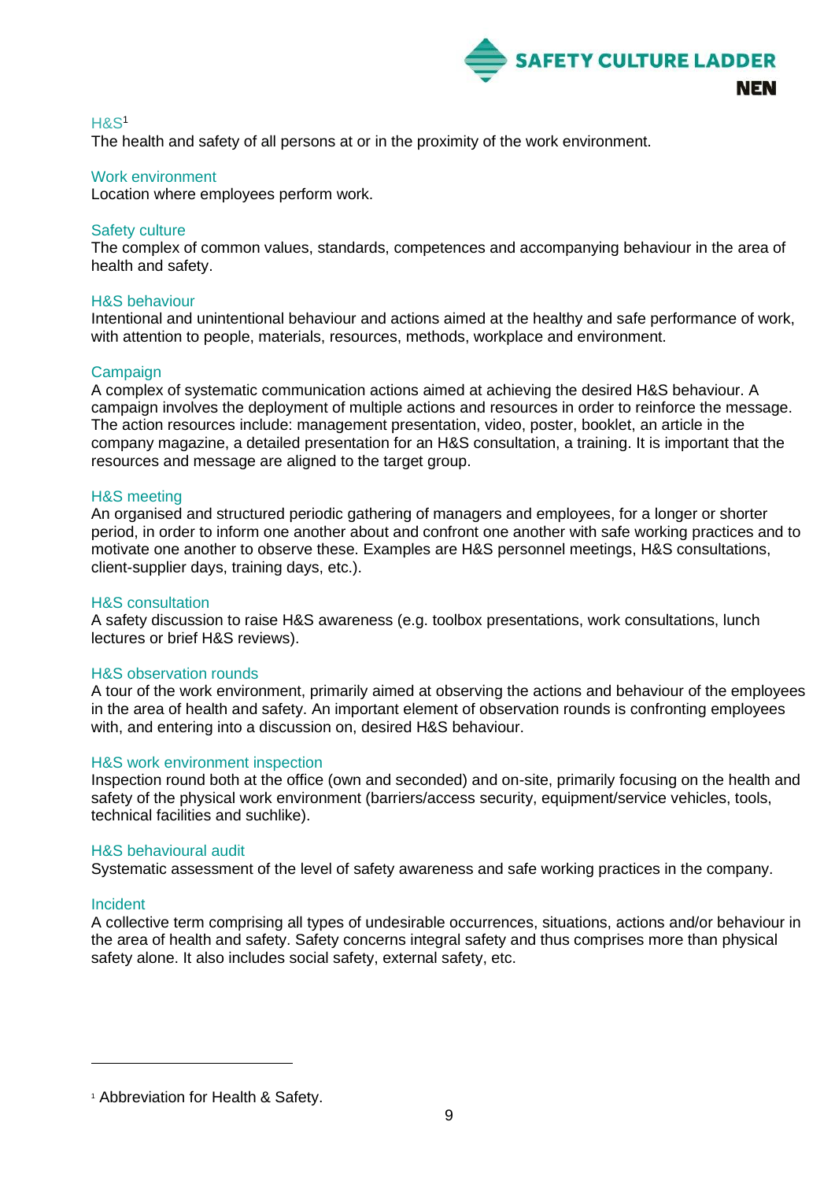### H&S[1]

The health and safety of all persons at or in the proximity of the work environment.

### Work environment

Location where employees perform work.

### Safety culture

The complex of common values, standards, competences and accompanying behaviour in the area of health and safety.

### H&S behaviour

Intentional and unintentional behaviour and actions aimed at the healthy and safe performance of work, with attention to people, materials, resources, methods, workplace and environment.

### Campaign

A complex of systematic communication actions aimed at achieving the desired H&S behaviour. A campaign involves the deployment of multiple actions and resources in order to reinforce the message. The action resources include: management presentation, video, poster, booklet, an article in the company magazine, a detailed presentation for an H&S consultation, a training. It is important that the resources and message are aligned to the target group.

### H&S meeting

An organised and structured periodic gathering of managers and employees, for a longer or shorter period, in order to inform one another about and confront one another with safe working practices and to motivate one another to observe these. Examples are H&S personnel meetings, H&S consultations, client-supplier days, training days, etc.).

### H&S consultation

A safety discussion to raise H&S awareness (e.g. toolbox presentations, work consultations, lunch lectures or brief H&S reviews).

### H&S observation rounds

A tour of the work environment, primarily aimed at observing the actions and behaviour of the employees in the area of health and safety. An important element of observation rounds is confronting employees with, and entering into a discussion on, desired H&S behaviour.

### H&S work environment inspection

Inspection round both at the office (own and seconded) and on-site, primarily focusing on the health and safety of the physical work environment (barriers/access security, equipment/service vehicles, tools, technical facilities and suchlike).

### H&S behavioural audit

Systematic assessment of the level of safety awareness and safe working practices in the company.

### Incident

A collective term comprising all types of undesirable occurrences, situations, actions and/or behaviour in the area of health and safety. Safety concerns integral safety and thus comprises more than physical safety alone. It also includes social safety, external safety, etc.

---

[1] Abbreviation for Health & Safety.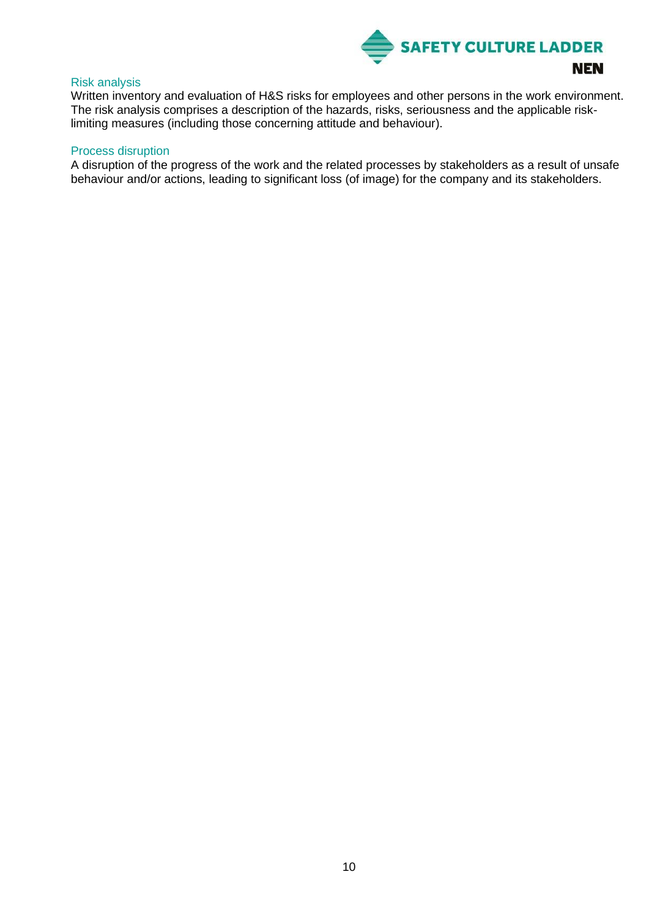### Risk analysis

Written inventory and evaluation of H&S risks for employees and other persons in the work environment. The risk analysis comprises a description of the hazards, risks, seriousness and the applicable risk-limiting measures (including those concerning attitude and behaviour).

### Process disruption

A disruption of the progress of the work and the related processes by stakeholders as a result of unsafe behaviour and/or actions, leading to significant loss (of image) for the company and its stakeholders.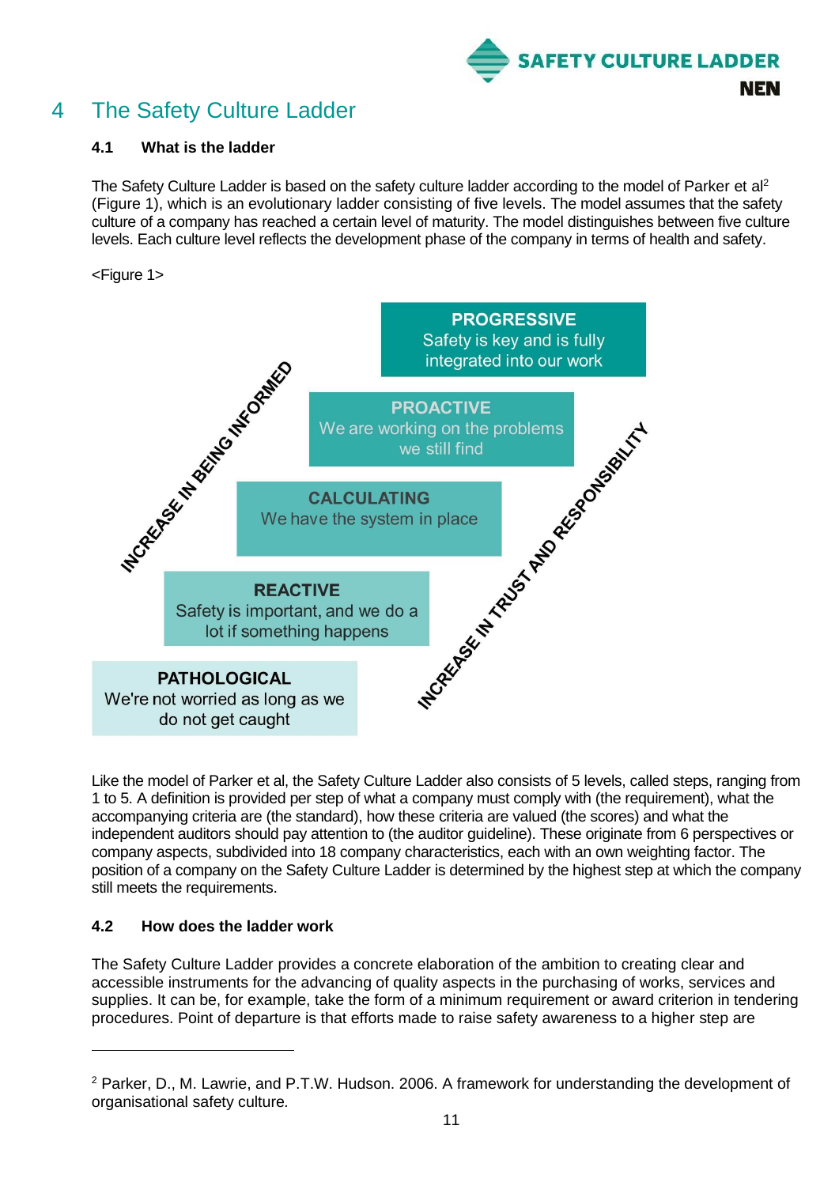# 4 The Safety Culture Ladder

## 4.1 What is the ladder

The Safety Culture Ladder is based on the safety culture ladder according to the model of Parker et al[2] (Figure 1), which is an evolutionary ladder consisting of five levels. The model assumes that the safety culture of a company has reached a certain level of maturity. The model distinguishes between five culture levels. Each culture level reflects the development phase of the company in terms of health and safety.

<Figure 1>

**PROGRESSIVE**
Safety is key and is fully integrated into our work

**PROACTIVE**
We are working on the problems we still find

**CALCULATING**
We have the system in place

**REACTIVE**
Safety is important, and we do a lot if something happens

**PATHOLOGICAL**
We're not worried as long as we do not get caught

INCREASE IN BEING INFORMED

INCREASE IN TRUST AND RESPONSIBILITY

Like the model of Parker et al, the Safety Culture Ladder also consists of 5 levels, called steps, ranging from 1 to 5. A definition is provided per step of what a company must comply with (the requirement), what the accompanying criteria are (the standard), how these criteria are valued (the scores) and what the independent auditors should pay attention to (the auditor guideline). These originate from 6 perspectives or company aspects, subdivided into 18 company characteristics, each with an own weighting factor. The position of a company on the Safety Culture Ladder is determined by the highest step at which the company still meets the requirements.

## 4.2 How does the ladder work

The Safety Culture Ladder provides a concrete elaboration of the ambition to creating clear and accessible instruments for the advancing of quality aspects in the purchasing of works, services and supplies. It can be, for example, take the form of a minimum requirement or award criterion in tendering procedures. Point of departure is that efforts made to raise safety awareness to a higher step are

---

[2] Parker, D., M. Lawrie, and P.T.W. Hudson. 2006. A framework for understanding the development of organisational safety culture.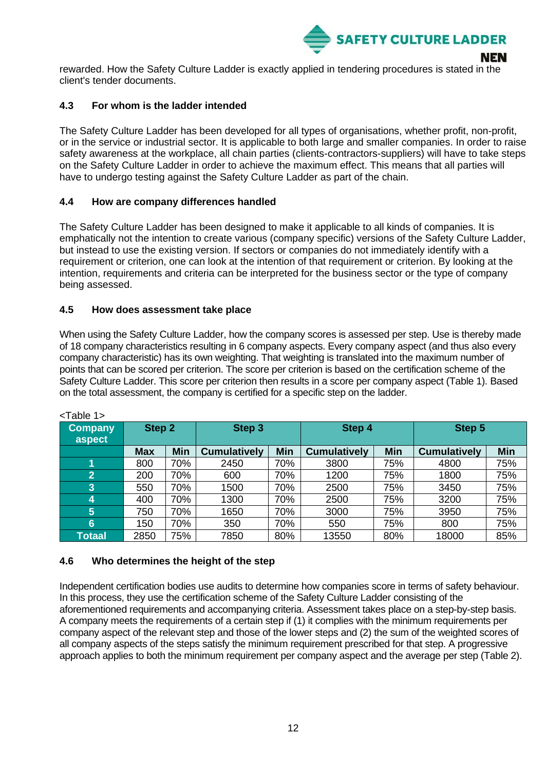rewarded. How the Safety Culture Ladder is exactly applied in tendering procedures is stated in the client's tender documents.

### 4.3 For whom is the ladder intended

The Safety Culture Ladder has been developed for all types of organisations, whether profit, non-profit, or in the service or industrial sector. It is applicable to both large and smaller companies. In order to raise safety awareness at the workplace, all chain parties (clients-contractors-suppliers) will have to take steps on the Safety Culture Ladder in order to achieve the maximum effect. This means that all parties will have to undergo testing against the Safety Culture Ladder as part of the chain.

### 4.4 How are company differences handled

The Safety Culture Ladder has been designed to make it applicable to all kinds of companies. It is emphatically not the intention to create various (company specific) versions of the Safety Culture Ladder, but instead to use the existing version. If sectors or companies do not immediately identify with a requirement or criterion, one can look at the intention of that requirement or criterion. By looking at the intention, requirements and criteria can be interpreted for the business sector or the type of company being assessed.

### 4.5 How does assessment take place

When using the Safety Culture Ladder, how the company scores is assessed per step. Use is thereby made of 18 company characteristics resulting in 6 company aspects. Every company aspect (and thus also every company characteristic) has its own weighting. That weighting is translated into the maximum number of points that can be scored per criterion. The score per criterion is based on the certification scheme of the Safety Culture Ladder. This score per criterion then results in a score per company aspect (Table 1). Based on the total assessment, the company is certified for a specific step on the ladder.

<Table 1>

| Company aspect | Step 2 | | Step 3 | | Step 4 | | Step 5 | |
|---|---|---|---|---|---|---|---|---|
| | **Max** | **Min** | **Cumulatively** | **Min** | **Cumulatively** | **Min** | **Cumulatively** | **Min** |
| **1** | 800 | 70% | 2450 | 70% | 3800 | 75% | 4800 | 75% |
| **2** | 200 | 70% | 600 | 70% | 1200 | 75% | 1800 | 75% |
| **3** | 550 | 70% | 1500 | 70% | 2500 | 75% | 3450 | 75% |
| **4** | 400 | 70% | 1300 | 70% | 2500 | 75% | 3200 | 75% |
| **5** | 750 | 70% | 1650 | 70% | 3000 | 75% | 3950 | 75% |
| **6** | 150 | 70% | 350 | 70% | 550 | 75% | 800 | 75% |
| **Totaal** | 2850 | 75% | 7850 | 80% | 13550 | 80% | 18000 | 85% |

### 4.6 Who determines the height of the step

Independent certification bodies use audits to determine how companies score in terms of safety behaviour. In this process, they use the certification scheme of the Safety Culture Ladder consisting of the aforementioned requirements and accompanying criteria. Assessment takes place on a step-by-step basis. A company meets the requirements of a certain step if (1) it complies with the minimum requirements per company aspect of the relevant step and those of the lower steps and (2) the sum of the weighted scores of all company aspects of the steps satisfy the minimum requirement prescribed for that step. A progressive approach applies to both the minimum requirement per company aspect and the average per step (Table 2).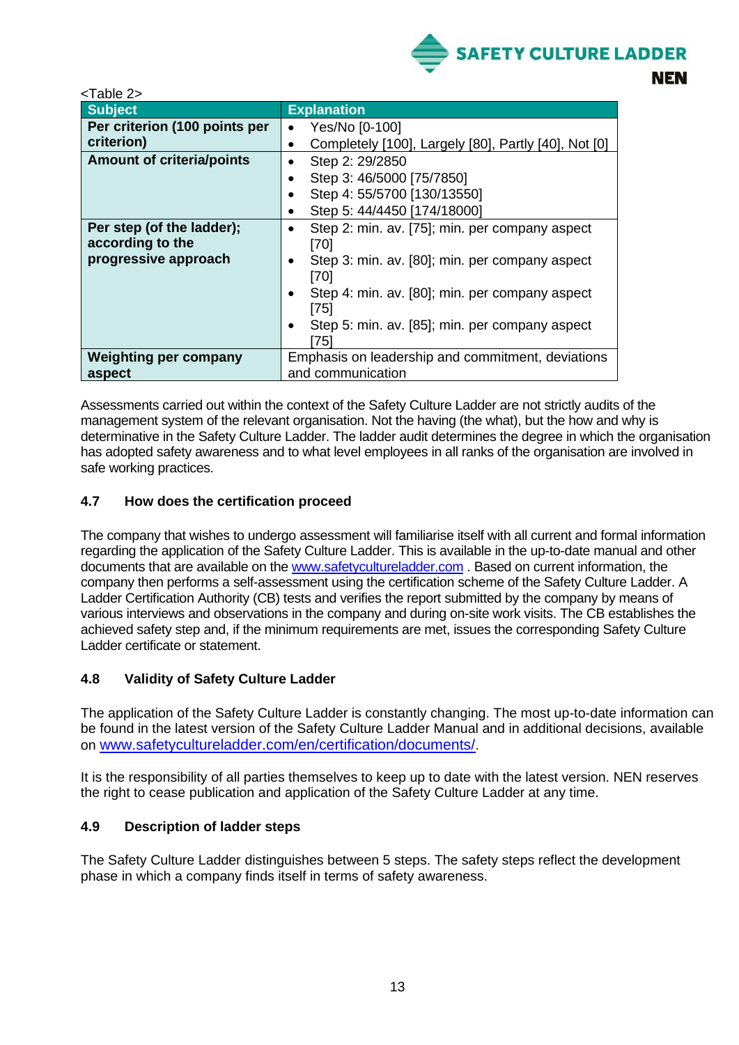<Table 2>

| Subject | Explanation |
|---|---|
| **Per criterion (100 points per criterion)** | • Yes/No [0-100]<br>• Completely [100], Largely [80], Partly [40], Not [0] |
| **Amount of criteria/points** | • Step 2: 29/2850<br>• Step 3: 46/5000 [75/7850]<br>• Step 4: 55/5700 [130/13550]<br>• Step 5: 44/4450 [174/18000] |
| **Per step (of the ladder); according to the progressive approach** | • Step 2: min. av. [75]; min. per company aspect [70]<br>• Step 3: min. av. [80]; min. per company aspect [70]<br>• Step 4: min. av. [80]; min. per company aspect [75]<br>• Step 5: min. av. [85]; min. per company aspect [75] |
| **Weighting per company aspect** | Emphasis on leadership and commitment, deviations and communication |

Assessments carried out within the context of the Safety Culture Ladder are not strictly audits of the management system of the relevant organisation. Not the having (the what), but the how and why is determinative in the Safety Culture Ladder. The ladder audit determines the degree in which the organisation has adopted safety awareness and to what level employees in all ranks of the organisation are involved in safe working practices.

### 4.7 How does the certification proceed

The company that wishes to undergo assessment will familiarise itself with all current and formal information regarding the application of the Safety Culture Ladder. This is available in the up-to-date manual and other documents that are available on the www.safetycultureladder.com . Based on current information, the company then performs a self-assessment using the certification scheme of the Safety Culture Ladder. A Ladder Certification Authority (CB) tests and verifies the report submitted by the company by means of various interviews and observations in the company and during on-site work visits. The CB establishes the achieved safety step and, if the minimum requirements are met, issues the corresponding Safety Culture Ladder certificate or statement.

### 4.8 Validity of Safety Culture Ladder

The application of the Safety Culture Ladder is constantly changing. The most up-to-date information can be found in the latest version of the Safety Culture Ladder Manual and in additional decisions, available on www.safetycultureladder.com/en/certification/documents/.

It is the responsibility of all parties themselves to keep up to date with the latest version. NEN reserves the right to cease publication and application of the Safety Culture Ladder at any time.

### 4.9 Description of ladder steps

The Safety Culture Ladder distinguishes between 5 steps. The safety steps reflect the development phase in which a company finds itself in terms of safety awareness.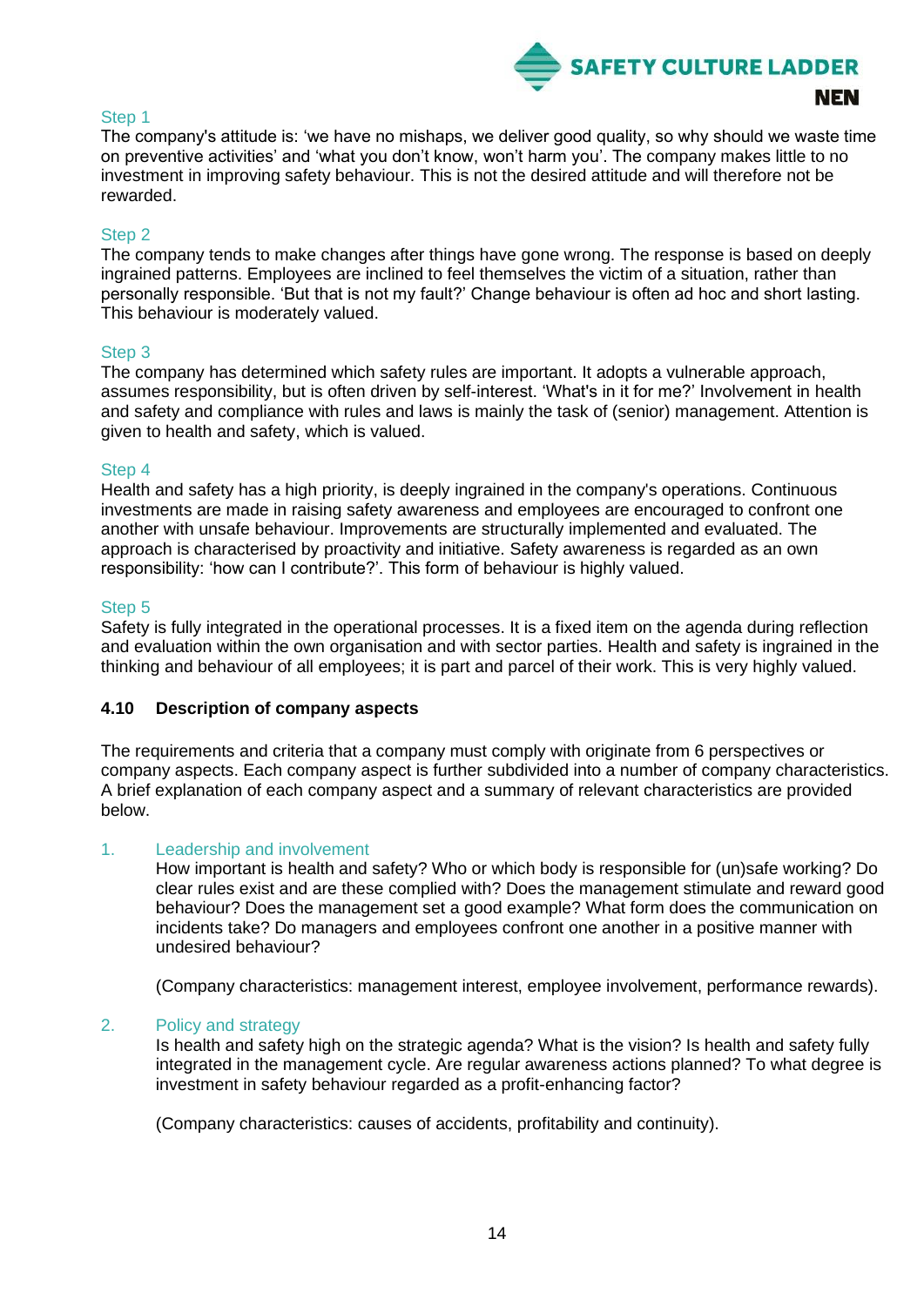### Step 1

The company's attitude is: 'we have no mishaps, we deliver good quality, so why should we waste time on preventive activities' and 'what you don't know, won't harm you'. The company makes little to no investment in improving safety behaviour. This is not the desired attitude and will therefore not be rewarded.

### Step 2

The company tends to make changes after things have gone wrong. The response is based on deeply ingrained patterns. Employees are inclined to feel themselves the victim of a situation, rather than personally responsible. 'But that is not my fault?' Change behaviour is often ad hoc and short lasting. This behaviour is moderately valued.

### Step 3

The company has determined which safety rules are important. It adopts a vulnerable approach, assumes responsibility, but is often driven by self-interest. 'What's in it for me?' Involvement in health and safety and compliance with rules and laws is mainly the task of (senior) management. Attention is given to health and safety, which is valued.

### Step 4

Health and safety has a high priority, is deeply ingrained in the company's operations. Continuous investments are made in raising safety awareness and employees are encouraged to confront one another with unsafe behaviour. Improvements are structurally implemented and evaluated. The approach is characterised by proactivity and initiative. Safety awareness is regarded as an own responsibility: 'how can I contribute?'. This form of behaviour is highly valued.

### Step 5

Safety is fully integrated in the operational processes. It is a fixed item on the agenda during reflection and evaluation within the own organisation and with sector parties. Health and safety is ingrained in the thinking and behaviour of all employees; it is part and parcel of their work. This is very highly valued.

## 4.10 Description of company aspects

The requirements and criteria that a company must comply with originate from 6 perspectives or company aspects. Each company aspect is further subdivided into a number of company characteristics. A brief explanation of each company aspect and a summary of relevant characteristics are provided below.

1. **Leadership and involvement**

   How important is health and safety? Who or which body is responsible for (un)safe working? Do clear rules exist and are these complied with? Does the management stimulate and reward good behaviour? Does the management set a good example? What form does the communication on incidents take? Do managers and employees confront one another in a positive manner with undesired behaviour?

   (Company characteristics: management interest, employee involvement, performance rewards).

2. **Policy and strategy**

   Is health and safety high on the strategic agenda? What is the vision? Is health and safety fully integrated in the management cycle. Are regular awareness actions planned? To what degree is investment in safety behaviour regarded as a profit-enhancing factor?

   (Company characteristics: causes of accidents, profitability and continuity).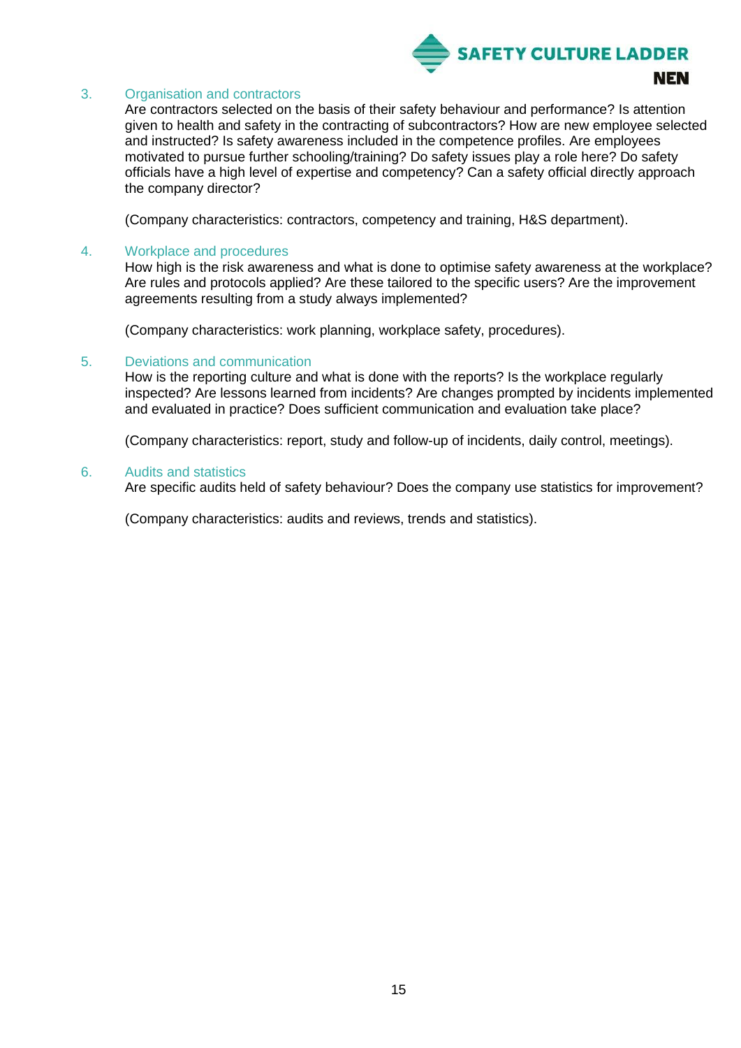3. Organisation and contractors

   Are contractors selected on the basis of their safety behaviour and performance? Is attention given to health and safety in the contracting of subcontractors? How are new employee selected and instructed? Is safety awareness included in the competence profiles. Are employees motivated to pursue further schooling/training? Do safety issues play a role here? Do safety officials have a high level of expertise and competency? Can a safety official directly approach the company director?

   (Company characteristics: contractors, competency and training, H&S department).

4. Workplace and procedures

   How high is the risk awareness and what is done to optimise safety awareness at the workplace? Are rules and protocols applied? Are these tailored to the specific users? Are the improvement agreements resulting from a study always implemented?

   (Company characteristics: work planning, workplace safety, procedures).

5. Deviations and communication

   How is the reporting culture and what is done with the reports? Is the workplace regularly inspected? Are lessons learned from incidents? Are changes prompted by incidents implemented and evaluated in practice? Does sufficient communication and evaluation take place?

   (Company characteristics: report, study and follow-up of incidents, daily control, meetings).

6. Audits and statistics

   Are specific audits held of safety behaviour? Does the company use statistics for improvement?

   (Company characteristics: audits and reviews, trends and statistics).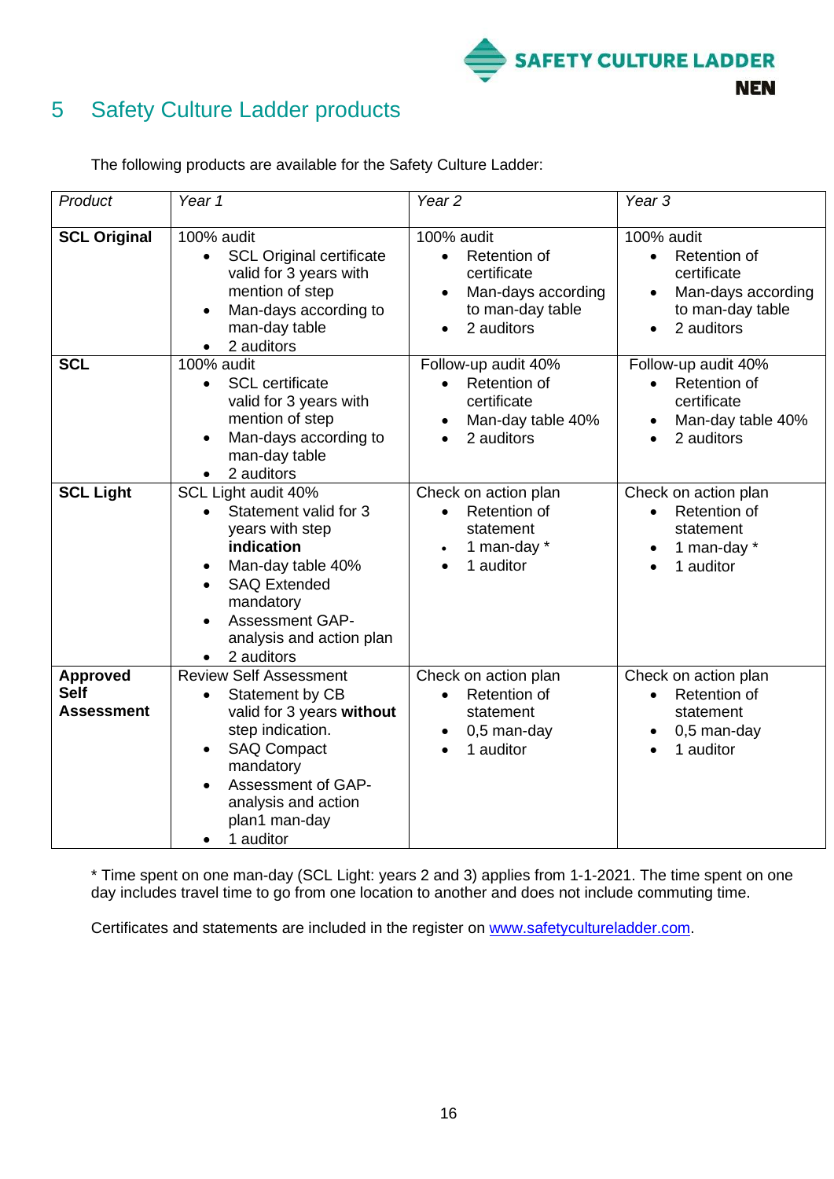## 5 Safety Culture Ladder products

The following products are available for the Safety Culture Ladder:

| *Product* | *Year 1* | *Year 2* | *Year 3* |
|---|---|---|---|
| **SCL Original** | 100% audit<br>• SCL Original certificate valid for 3 years with mention of step<br>• Man-days according to man-day table<br>• 2 auditors | 100% audit<br>• Retention of certificate<br>• Man-days according to man-day table<br>• 2 auditors | 100% audit<br>• Retention of certificate<br>• Man-days according to man-day table<br>• 2 auditors |
| **SCL** | 100% audit<br>• SCL certificate valid for 3 years with mention of step<br>• Man-days according to man-day table<br>• 2 auditors | Follow-up audit 40%<br>• Retention of certificate<br>• Man-day table 40%<br>• 2 auditors | Follow-up audit 40%<br>• Retention of certificate<br>• Man-day table 40%<br>• 2 auditors |
| **SCL Light** | SCL Light audit 40%<br>• Statement valid for 3 years with step **indication**<br>• Man-day table 40%<br>• SAQ Extended mandatory<br>• Assessment GAP-analysis and action plan<br>• 2 auditors | Check on action plan<br>• Retention of statement<br>• 1 man-day *<br>• 1 auditor | Check on action plan<br>• Retention of statement<br>• 1 man-day *<br>• 1 auditor |
| **Approved Self Assessment** | Review Self Assessment<br>• Statement by CB valid for 3 years **without** step indication.<br>• SAQ Compact mandatory<br>• Assessment of GAP-analysis and action plan1 man-day<br>• 1 auditor | Check on action plan<br>• Retention of statement<br>• 0,5 man-day<br>• 1 auditor | Check on action plan<br>• Retention of statement<br>• 0,5 man-day<br>• 1 auditor |

* Time spent on one man-day (SCL Light: years 2 and 3) applies from 1-1-2021. The time spent on one day includes travel time to go from one location to another and does not include commuting time.

Certificates and statements are included in the register on www.safetycultureladder.com.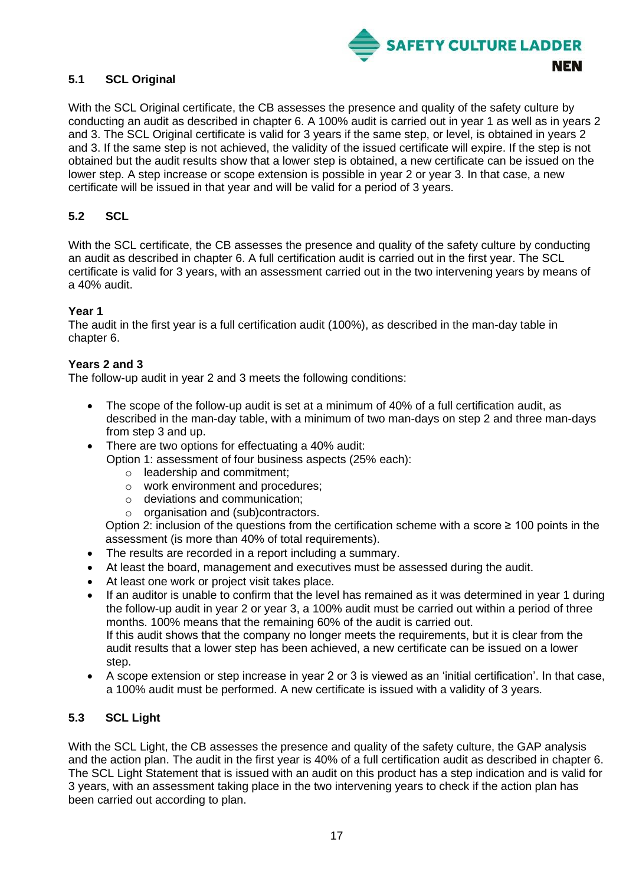### 5.1 SCL Original

With the SCL Original certificate, the CB assesses the presence and quality of the safety culture by conducting an audit as described in chapter 6. A 100% audit is carried out in year 1 as well as in years 2 and 3. The SCL Original certificate is valid for 3 years if the same step, or level, is obtained in years 2 and 3. If the same step is not achieved, the validity of the issued certificate will expire. If the step is not obtained but the audit results show that a lower step is obtained, a new certificate can be issued on the lower step. A step increase or scope extension is possible in year 2 or year 3. In that case, a new certificate will be issued in that year and will be valid for a period of 3 years.

### 5.2 SCL

With the SCL certificate, the CB assesses the presence and quality of the safety culture by conducting an audit as described in chapter 6. A full certification audit is carried out in the first year. The SCL certificate is valid for 3 years, with an assessment carried out in the two intervening years by means of a 40% audit.

**Year 1**
The audit in the first year is a full certification audit (100%), as described in the man-day table in chapter 6.

**Years 2 and 3**
The follow-up audit in year 2 and 3 meets the following conditions:

- The scope of the follow-up audit is set at a minimum of 40% of a full certification audit, as described in the man-day table, with a minimum of two man-days on step 2 and three man-days from step 3 and up.
- There are two options for effectuating a 40% audit:
  Option 1: assessment of four business aspects (25% each):
  - leadership and commitment;
  - work environment and procedures;
  - deviations and communication;
  - organisation and (sub)contractors.

  Option 2: inclusion of the questions from the certification scheme with a score ≥ 100 points in the assessment (is more than 40% of total requirements).
- The results are recorded in a report including a summary.
- At least the board, management and executives must be assessed during the audit.
- At least one work or project visit takes place.
- If an auditor is unable to confirm that the level has remained as it was determined in year 1 during the follow-up audit in year 2 or year 3, a 100% audit must be carried out within a period of three months. 100% means that the remaining 60% of the audit is carried out.
  If this audit shows that the company no longer meets the requirements, but it is clear from the audit results that a lower step has been achieved, a new certificate can be issued on a lower step.
- A scope extension or step increase in year 2 or 3 is viewed as an 'initial certification'. In that case, a 100% audit must be performed. A new certificate is issued with a validity of 3 years.

### 5.3 SCL Light

With the SCL Light, the CB assesses the presence and quality of the safety culture, the GAP analysis and the action plan. The audit in the first year is 40% of a full certification audit as described in chapter 6. The SCL Light Statement that is issued with an audit on this product has a step indication and is valid for 3 years, with an assessment taking place in the two intervening years to check if the action plan has been carried out according to plan.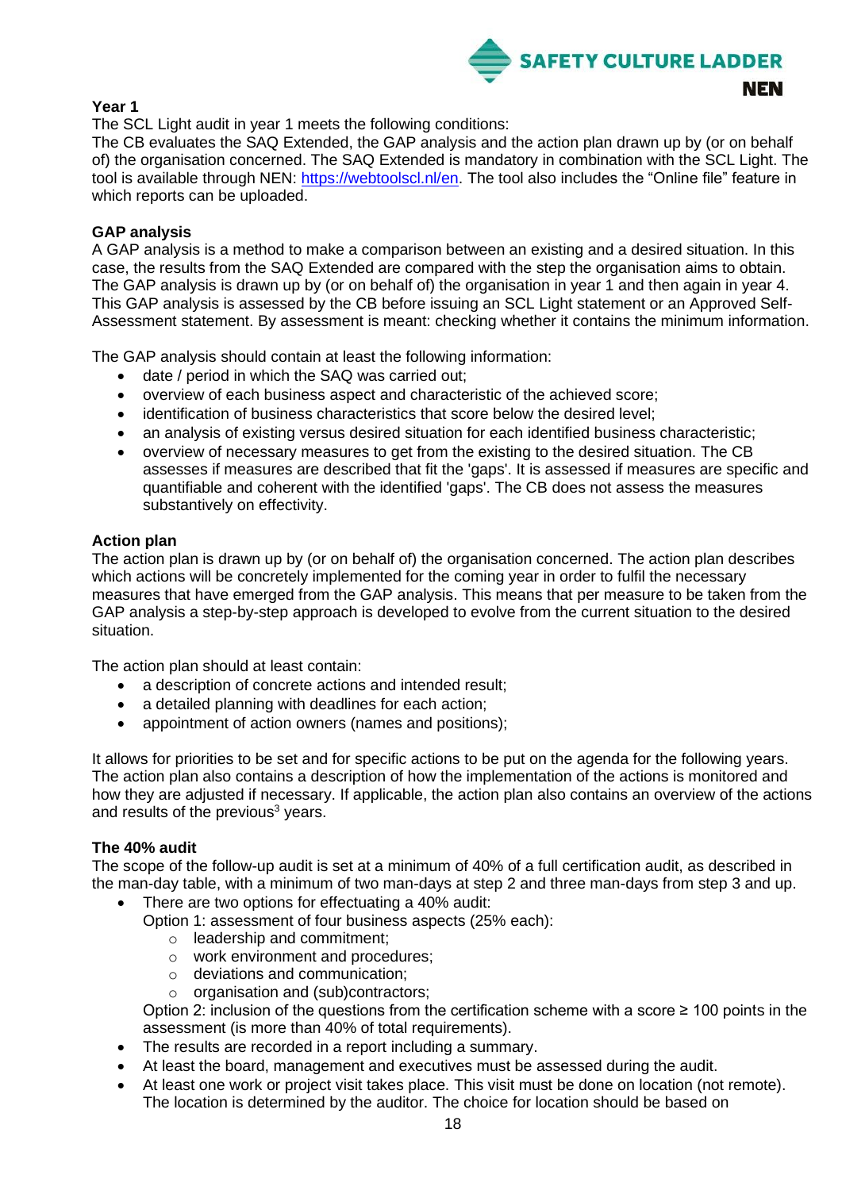**Year 1**

The SCL Light audit in year 1 meets the following conditions:
The CB evaluates the SAQ Extended, the GAP analysis and the action plan drawn up by (or on behalf of) the organisation concerned. The SAQ Extended is mandatory in combination with the SCL Light. The tool is available through NEN: [https://webtoolscl.nl/en](https://webtoolscl.nl/en). The tool also includes the "Online file" feature in which reports can be uploaded.

**GAP analysis**

A GAP analysis is a method to make a comparison between an existing and a desired situation. In this case, the results from the SAQ Extended are compared with the step the organisation aims to obtain. The GAP analysis is drawn up by (or on behalf of) the organisation in year 1 and then again in year 4. This GAP analysis is assessed by the CB before issuing an SCL Light statement or an Approved Self-Assessment statement. By assessment is meant: checking whether it contains the minimum information.

The GAP analysis should contain at least the following information:

- date / period in which the SAQ was carried out;
- overview of each business aspect and characteristic of the achieved score;
- identification of business characteristics that score below the desired level;
- an analysis of existing versus desired situation for each identified business characteristic;
- overview of necessary measures to get from the existing to the desired situation. The CB assesses if measures are described that fit the 'gaps'. It is assessed if measures are specific and quantifiable and coherent with the identified 'gaps'. The CB does not assess the measures substantively on effectivity.

**Action plan**

The action plan is drawn up by (or on behalf of) the organisation concerned. The action plan describes which actions will be concretely implemented for the coming year in order to fulfil the necessary measures that have emerged from the GAP analysis. This means that per measure to be taken from the GAP analysis a step-by-step approach is developed to evolve from the current situation to the desired situation.

The action plan should at least contain:

- a description of concrete actions and intended result;
- a detailed planning with deadlines for each action;
- appointment of action owners (names and positions);

It allows for priorities to be set and for specific actions to be put on the agenda for the following years. The action plan also contains a description of how the implementation of the actions is monitored and how they are adjusted if necessary. If applicable, the action plan also contains an overview of the actions and results of the previous[3] years.

**The 40% audit**

The scope of the follow-up audit is set at a minimum of 40% of a full certification audit, as described in the man-day table, with a minimum of two man-days at step 2 and three man-days from step 3 and up.

- There are two options for effectuating a 40% audit:
  Option 1: assessment of four business aspects (25% each):
  - leadership and commitment;
  - work environment and procedures;
  - deviations and communication;
  - organisation and (sub)contractors;

  Option 2: inclusion of the questions from the certification scheme with a score ≥ 100 points in the assessment (is more than 40% of total requirements).
- The results are recorded in a report including a summary.
- At least the board, management and executives must be assessed during the audit.
- At least one work or project visit takes place. This visit must be done on location (not remote). The location is determined by the auditor. The choice for location should be based on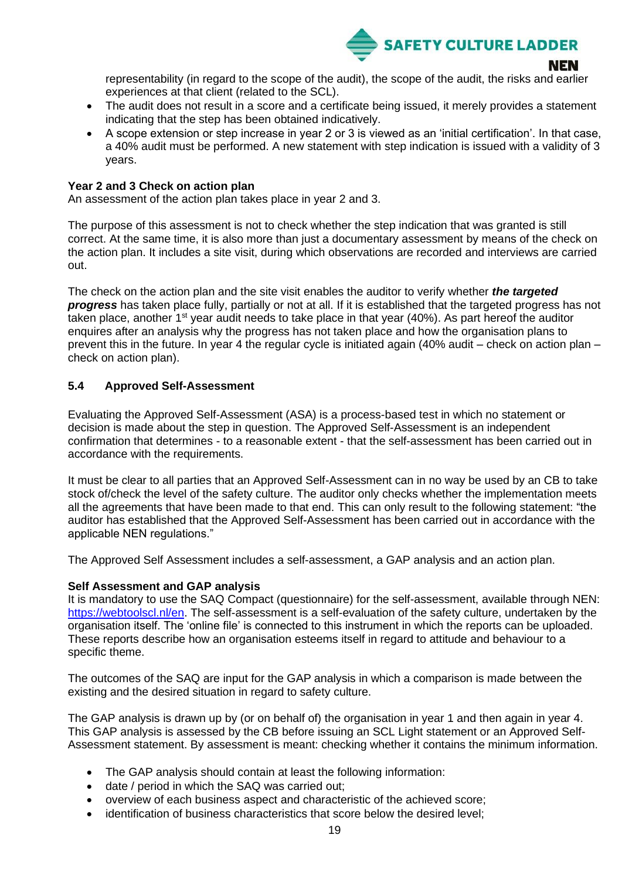representability (in regard to the scope of the audit), the scope of the audit, the risks and earlier experiences at that client (related to the SCL).

- The audit does not result in a score and a certificate being issued, it merely provides a statement indicating that the step has been obtained indicatively.
- A scope extension or step increase in year 2 or 3 is viewed as an 'initial certification'. In that case, a 40% audit must be performed. A new statement with step indication is issued with a validity of 3 years.

**Year 2 and 3 Check on action plan**
An assessment of the action plan takes place in year 2 and 3.

The purpose of this assessment is not to check whether the step indication that was granted is still correct. At the same time, it is also more than just a documentary assessment by means of the check on the action plan. It includes a site visit, during which observations are recorded and interviews are carried out.

The check on the action plan and the site visit enables the auditor to verify whether ***the targeted progress*** has taken place fully, partially or not at all. If it is established that the targeted progress has not taken place, another 1st year audit needs to take place in that year (40%). As part hereof the auditor enquires after an analysis why the progress has not taken place and how the organisation plans to prevent this in the future. In year 4 the regular cycle is initiated again (40% audit – check on action plan – check on action plan).

### 5.4 Approved Self-Assessment

Evaluating the Approved Self-Assessment (ASA) is a process-based test in which no statement or decision is made about the step in question. The Approved Self-Assessment is an independent confirmation that determines - to a reasonable extent - that the self-assessment has been carried out in accordance with the requirements.

It must be clear to all parties that an Approved Self-Assessment can in no way be used by an CB to take stock of/check the level of the safety culture. The auditor only checks whether the implementation meets all the agreements that have been made to that end. This can only result to the following statement: "the auditor has established that the Approved Self-Assessment has been carried out in accordance with the applicable NEN regulations."

The Approved Self Assessment includes a self-assessment, a GAP analysis and an action plan.

**Self Assessment and GAP analysis**
It is mandatory to use the SAQ Compact (questionnaire) for the self-assessment, available through NEN: [https://webtoolscl.nl/en](https://webtoolscl.nl/en). The self-assessment is a self-evaluation of the safety culture, undertaken by the organisation itself. The 'online file' is connected to this instrument in which the reports can be uploaded. These reports describe how an organisation esteems itself in regard to attitude and behaviour to a specific theme.

The outcomes of the SAQ are input for the GAP analysis in which a comparison is made between the existing and the desired situation in regard to safety culture.

The GAP analysis is drawn up by (or on behalf of) the organisation in year 1 and then again in year 4. This GAP analysis is assessed by the CB before issuing an SCL Light statement or an Approved Self-Assessment statement. By assessment is meant: checking whether it contains the minimum information.

- The GAP analysis should contain at least the following information:
- date / period in which the SAQ was carried out;
- overview of each business aspect and characteristic of the achieved score;
- identification of business characteristics that score below the desired level;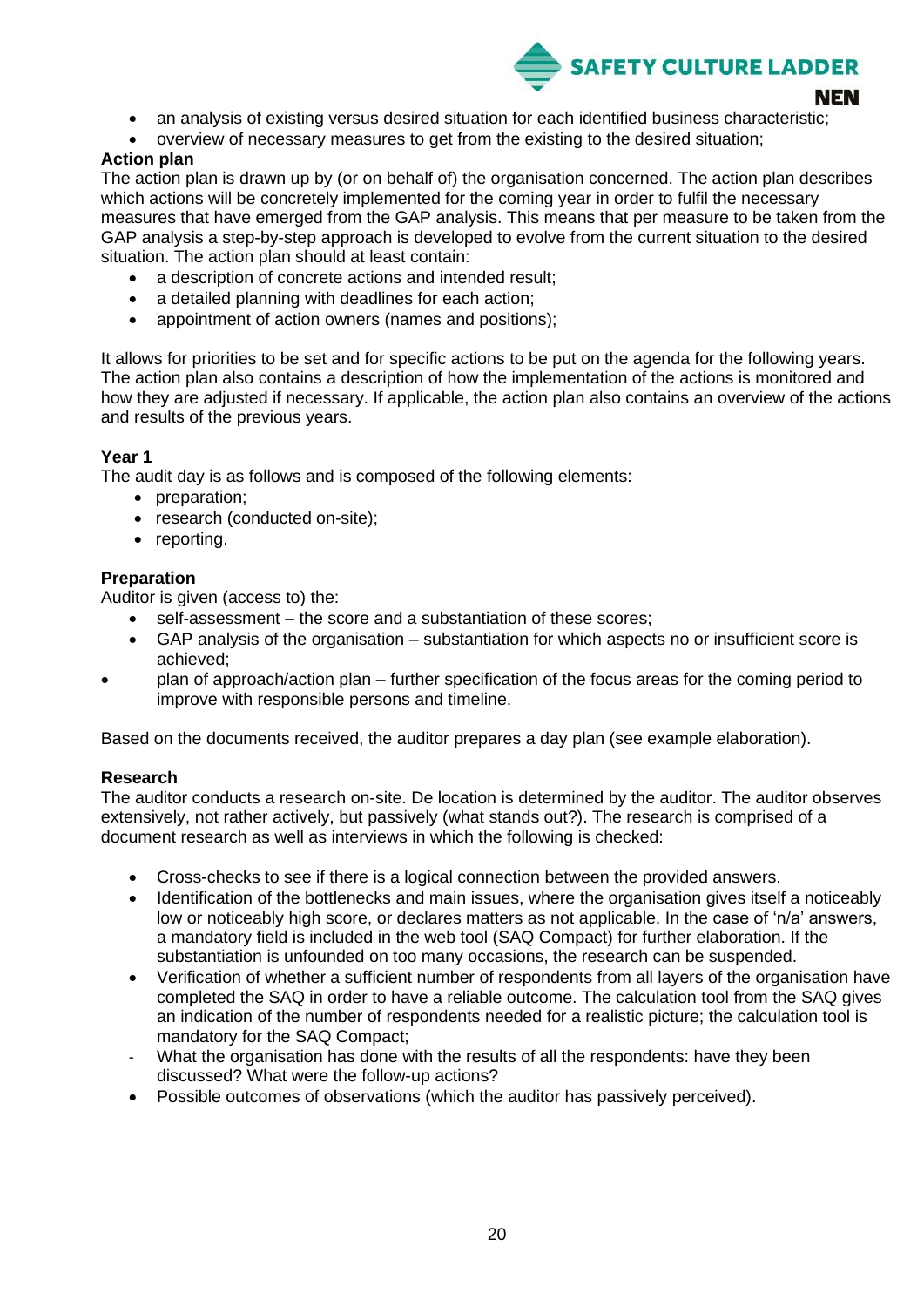- an analysis of existing versus desired situation for each identified business characteristic;
- overview of necessary measures to get from the existing to the desired situation;

**Action plan**

The action plan is drawn up by (or on behalf of) the organisation concerned. The action plan describes which actions will be concretely implemented for the coming year in order to fulfil the necessary measures that have emerged from the GAP analysis. This means that per measure to be taken from the GAP analysis a step-by-step approach is developed to evolve from the current situation to the desired situation. The action plan should at least contain:

- a description of concrete actions and intended result;
- a detailed planning with deadlines for each action;
- appointment of action owners (names and positions);

It allows for priorities to be set and for specific actions to be put on the agenda for the following years. The action plan also contains a description of how the implementation of the actions is monitored and how they are adjusted if necessary. If applicable, the action plan also contains an overview of the actions and results of the previous years.

**Year 1**

The audit day is as follows and is composed of the following elements:

- preparation;
- research (conducted on-site);
- reporting.

**Preparation**

Auditor is given (access to) the:

- self-assessment – the score and a substantiation of these scores;
- GAP analysis of the organisation – substantiation for which aspects no or insufficient score is achieved;
- plan of approach/action plan – further specification of the focus areas for the coming period to improve with responsible persons and timeline.

Based on the documents received, the auditor prepares a day plan (see example elaboration).

**Research**

The auditor conducts a research on-site. De location is determined by the auditor. The auditor observes extensively, not rather actively, but passively (what stands out?). The research is comprised of a document research as well as interviews in which the following is checked:

- Cross-checks to see if there is a logical connection between the provided answers.
- Identification of the bottlenecks and main issues, where the organisation gives itself a noticeably low or noticeably high score, or declares matters as not applicable. In the case of 'n/a' answers, a mandatory field is included in the web tool (SAQ Compact) for further elaboration. If the substantiation is unfounded on too many occasions, the research can be suspended.
- Verification of whether a sufficient number of respondents from all layers of the organisation have completed the SAQ in order to have a reliable outcome. The calculation tool from the SAQ gives an indication of the number of respondents needed for a realistic picture; the calculation tool is mandatory for the SAQ Compact;
- What the organisation has done with the results of all the respondents: have they been discussed? What were the follow-up actions?
- Possible outcomes of observations (which the auditor has passively perceived).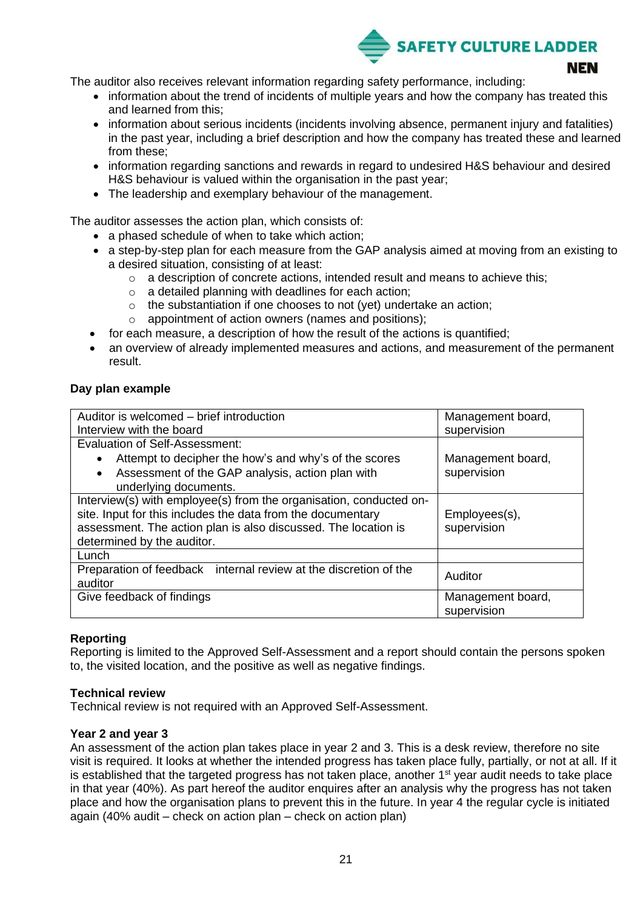The auditor also receives relevant information regarding safety performance, including:

- information about the trend of incidents of multiple years and how the company has treated this and learned from this;
- information about serious incidents (incidents involving absence, permanent injury and fatalities) in the past year, including a brief description and how the company has treated these and learned from these;
- information regarding sanctions and rewards in regard to undesired H&S behaviour and desired H&S behaviour is valued within the organisation in the past year;
- The leadership and exemplary behaviour of the management.

The auditor assesses the action plan, which consists of:

- a phased schedule of when to take which action;
- a step-by-step plan for each measure from the GAP analysis aimed at moving from an existing to a desired situation, consisting of at least:
    - a description of concrete actions, intended result and means to achieve this;
    - a detailed planning with deadlines for each action;
    - the substantiation if one chooses to not (yet) undertake an action;
    - appointment of action owners (names and positions);
- for each measure, a description of how the result of the actions is quantified;
- an overview of already implemented measures and actions, and measurement of the permanent result.

**Day plan example**

| | |
|---|---|
| Auditor is welcomed – brief introduction<br>Interview with the board | Management board, supervision |
| Evaluation of Self-Assessment:<br>• Attempt to decipher the how's and why's of the scores<br>• Assessment of the GAP analysis, action plan with underlying documents. | Management board, supervision |
| Interview(s) with employee(s) from the organisation, conducted on-site. Input for this includes the data from the documentary assessment. The action plan is also discussed. The location is determined by the auditor. | Employees(s), supervision |
| Lunch | |
| Preparation of feedback internal review at the discretion of the auditor | Auditor |
| Give feedback of findings | Management board, supervision |

**Reporting**

Reporting is limited to the Approved Self-Assessment and a report should contain the persons spoken to, the visited location, and the positive as well as negative findings.

**Technical review**

Technical review is not required with an Approved Self-Assessment.

**Year 2 and year 3**

An assessment of the action plan takes place in year 2 and 3. This is a desk review, therefore no site visit is required. It looks at whether the intended progress has taken place fully, partially, or not at all. If it is established that the targeted progress has not taken place, another 1st year audit needs to take place in that year (40%). As part hereof the auditor enquires after an analysis why the progress has not taken place and how the organisation plans to prevent this in the future. In year 4 the regular cycle is initiated again (40% audit – check on action plan – check on action plan)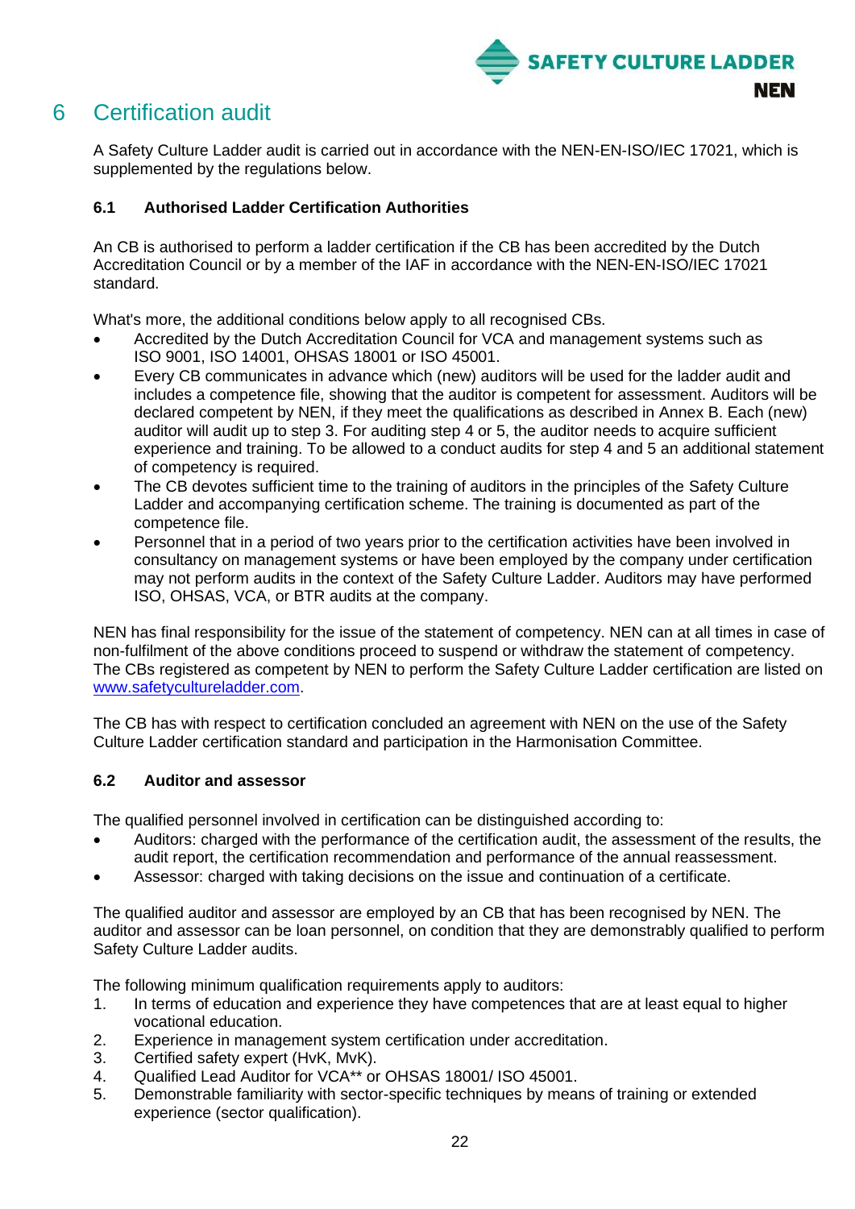# 6 Certification audit

A Safety Culture Ladder audit is carried out in accordance with the NEN-EN-ISO/IEC 17021, which is supplemented by the regulations below.

## 6.1 Authorised Ladder Certification Authorities

An CB is authorised to perform a ladder certification if the CB has been accredited by the Dutch Accreditation Council or by a member of the IAF in accordance with the NEN-EN-ISO/IEC 17021 standard.

What's more, the additional conditions below apply to all recognised CBs.

- Accredited by the Dutch Accreditation Council for VCA and management systems such as ISO 9001, ISO 14001, OHSAS 18001 or ISO 45001.
- Every CB communicates in advance which (new) auditors will be used for the ladder audit and includes a competence file, showing that the auditor is competent for assessment. Auditors will be declared competent by NEN, if they meet the qualifications as described in Annex B. Each (new) auditor will audit up to step 3. For auditing step 4 or 5, the auditor needs to acquire sufficient experience and training. To be allowed to a conduct audits for step 4 and 5 an additional statement of competency is required.
- The CB devotes sufficient time to the training of auditors in the principles of the Safety Culture Ladder and accompanying certification scheme. The training is documented as part of the competence file.
- Personnel that in a period of two years prior to the certification activities have been involved in consultancy on management systems or have been employed by the company under certification may not perform audits in the context of the Safety Culture Ladder. Auditors may have performed ISO, OHSAS, VCA, or BTR audits at the company.

NEN has final responsibility for the issue of the statement of competency. NEN can at all times in case of non-fulfilment of the above conditions proceed to suspend or withdraw the statement of competency. The CBs registered as competent by NEN to perform the Safety Culture Ladder certification are listed on www.safetycultureladder.com.

The CB has with respect to certification concluded an agreement with NEN on the use of the Safety Culture Ladder certification standard and participation in the Harmonisation Committee.

## 6.2 Auditor and assessor

The qualified personnel involved in certification can be distinguished according to:

- Auditors: charged with the performance of the certification audit, the assessment of the results, the audit report, the certification recommendation and performance of the annual reassessment.
- Assessor: charged with taking decisions on the issue and continuation of a certificate.

The qualified auditor and assessor are employed by an CB that has been recognised by NEN. The auditor and assessor can be loan personnel, on condition that they are demonstrably qualified to perform Safety Culture Ladder audits.

The following minimum qualification requirements apply to auditors:

1. In terms of education and experience they have competences that are at least equal to higher vocational education.
2. Experience in management system certification under accreditation.
3. Certified safety expert (HvK, MvK).
4. Qualified Lead Auditor for VCA** or OHSAS 18001/ ISO 45001.
5. Demonstrable familiarity with sector-specific techniques by means of training or extended experience (sector qualification).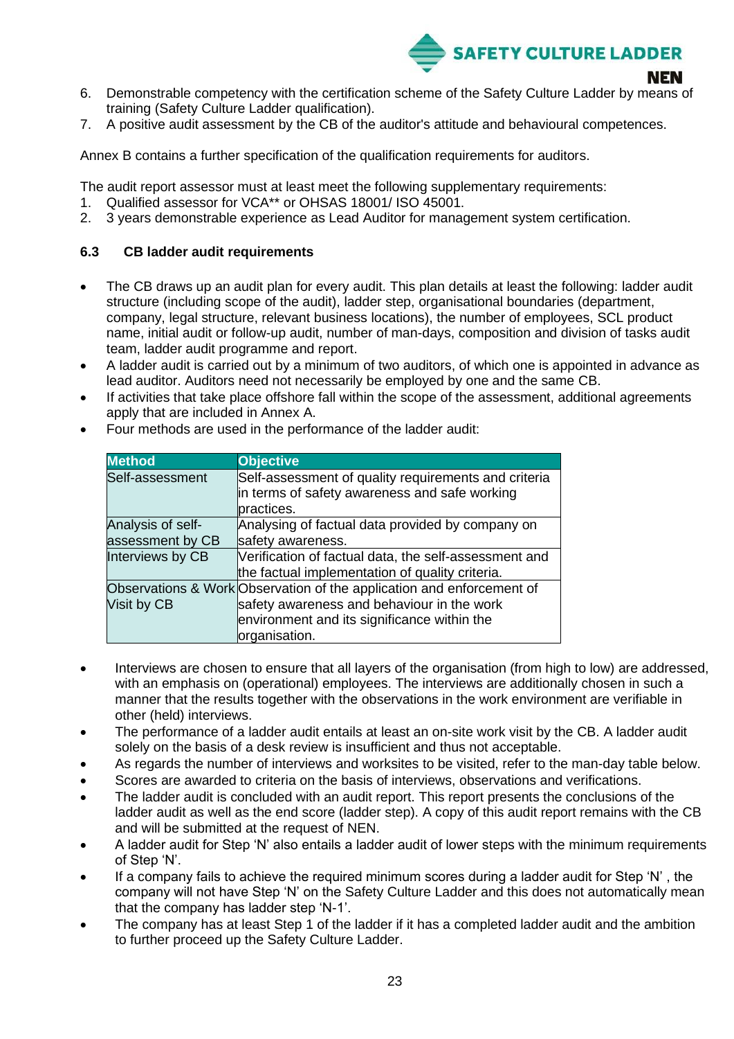6. Demonstrable competency with the certification scheme of the Safety Culture Ladder by means of training (Safety Culture Ladder qualification).
7. A positive audit assessment by the CB of the auditor's attitude and behavioural competences.

Annex B contains a further specification of the qualification requirements for auditors.

The audit report assessor must at least meet the following supplementary requirements:
1. Qualified assessor for VCA** or OHSAS 18001/ ISO 45001.
2. 3 years demonstrable experience as Lead Auditor for management system certification.

### 6.3 CB ladder audit requirements

- The CB draws up an audit plan for every audit. This plan details at least the following: ladder audit structure (including scope of the audit), ladder step, organisational boundaries (department, company, legal structure, relevant business locations), the number of employees, SCL product name, initial audit or follow-up audit, number of man-days, composition and division of tasks audit team, ladder audit programme and report.
- A ladder audit is carried out by a minimum of two auditors, of which one is appointed in advance as lead auditor. Auditors need not necessarily be employed by one and the same CB.
- If activities that take place offshore fall within the scope of the assessment, additional agreements apply that are included in Annex A.
- Four methods are used in the performance of the ladder audit:

| Method | Objective |
|---|---|
| Self-assessment | Self-assessment of quality requirements and criteria in terms of safety awareness and safe working practices. |
| Analysis of self-assessment by CB | Analysing of factual data provided by company on safety awareness. |
| Interviews by CB | Verification of factual data, the self-assessment and the factual implementation of quality criteria. |
| Observations & Work Visit by CB | Observation of the application and enforcement of safety awareness and behaviour in the work environment and its significance within the organisation. |

- Interviews are chosen to ensure that all layers of the organisation (from high to low) are addressed, with an emphasis on (operational) employees. The interviews are additionally chosen in such a manner that the results together with the observations in the work environment are verifiable in other (held) interviews.
- The performance of a ladder audit entails at least an on-site work visit by the CB. A ladder audit solely on the basis of a desk review is insufficient and thus not acceptable.
- As regards the number of interviews and worksites to be visited, refer to the man-day table below.
- Scores are awarded to criteria on the basis of interviews, observations and verifications.
- The ladder audit is concluded with an audit report. This report presents the conclusions of the ladder audit as well as the end score (ladder step). A copy of this audit report remains with the CB and will be submitted at the request of NEN.
- A ladder audit for Step 'N' also entails a ladder audit of lower steps with the minimum requirements of Step 'N'.
- If a company fails to achieve the required minimum scores during a ladder audit for Step 'N' , the company will not have Step 'N' on the Safety Culture Ladder and this does not automatically mean that the company has ladder step 'N-1'.
- The company has at least Step 1 of the ladder if it has a completed ladder audit and the ambition to further proceed up the Safety Culture Ladder.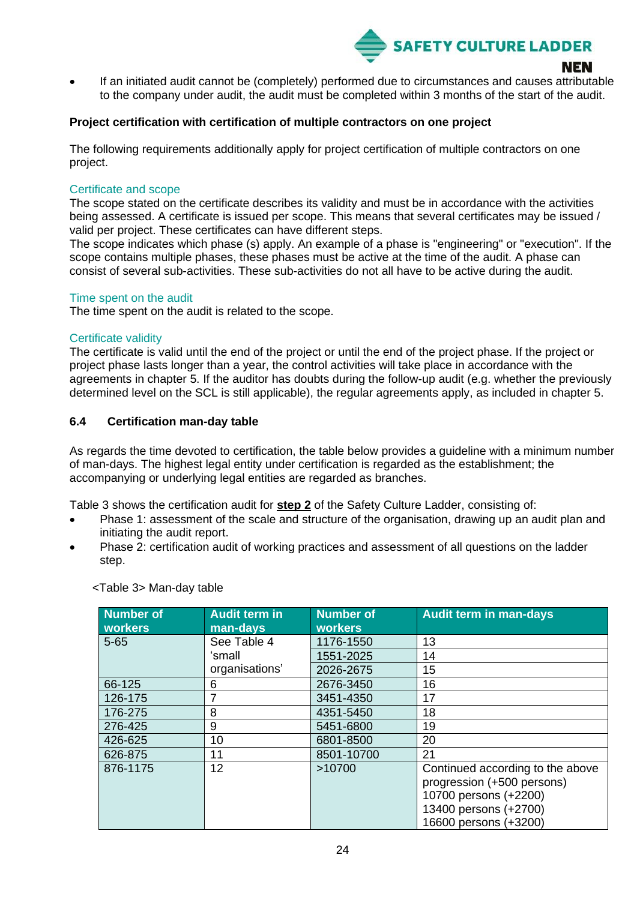- If an initiated audit cannot be (completely) performed due to circumstances and causes attributable to the company under audit, the audit must be completed within 3 months of the start of the audit.

**Project certification with certification of multiple contractors on one project**

The following requirements additionally apply for project certification of multiple contractors on one project.

Certificate and scope

The scope stated on the certificate describes its validity and must be in accordance with the activities being assessed. A certificate is issued per scope. This means that several certificates may be issued / valid per project. These certificates can have different steps.

The scope indicates which phase (s) apply. An example of a phase is "engineering" or "execution". If the scope contains multiple phases, these phases must be active at the time of the audit. A phase can consist of several sub-activities. These sub-activities do not all have to be active during the audit.

Time spent on the audit

The time spent on the audit is related to the scope.

Certificate validity

The certificate is valid until the end of the project or until the end of the project phase. If the project or project phase lasts longer than a year, the control activities will take place in accordance with the agreements in chapter 5. If the auditor has doubts during the follow-up audit (e.g. whether the previously determined level on the SCL is still applicable), the regular agreements apply, as included in chapter 5.

## 6.4 Certification man-day table

As regards the time devoted to certification, the table below provides a guideline with a minimum number of man-days. The highest legal entity under certification is regarded as the establishment; the accompanying or underlying legal entities are regarded as branches.

Table 3 shows the certification audit for **step 2** of the Safety Culture Ladder, consisting of:

- Phase 1: assessment of the scale and structure of the organisation, drawing up an audit plan and initiating the audit report.
- Phase 2: certification audit of working practices and assessment of all questions on the ladder step.

<Table 3> Man-day table

| Number of workers | Audit term in man-days | Number of workers | Audit term in man-days |
|---|---|---|---|
| 5-65 | See Table 4 'small organisations' | 1176-1550 | 13 |
| | | 1551-2025 | 14 |
| | | 2026-2675 | 15 |
| 66-125 | 6 | 2676-3450 | 16 |
| 126-175 | 7 | 3451-4350 | 17 |
| 176-275 | 8 | 4351-5450 | 18 |
| 276-425 | 9 | 5451-6800 | 19 |
| 426-625 | 10 | 6801-8500 | 20 |
| 626-875 | 11 | 8501-10700 | 21 |
| 876-1175 | 12 | >10700 | Continued according to the above progression (+500 persons) 10700 persons (+2200) 13400 persons (+2700) 16600 persons (+3200) |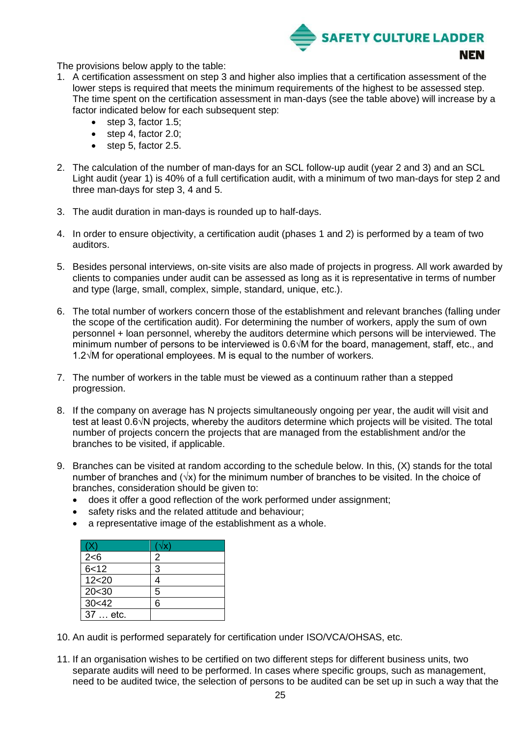The provisions below apply to the table:

1. A certification assessment on step 3 and higher also implies that a certification assessment of the lower steps is required that meets the minimum requirements of the highest to be assessed step. The time spent on the certification assessment in man-days (see the table above) will increase by a factor indicated below for each subsequent step:
   - step 3, factor 1.5;
   - step 4, factor 2.0;
   - step 5, factor 2.5.

2. The calculation of the number of man-days for an SCL follow-up audit (year 2 and 3) and an SCL Light audit (year 1) is 40% of a full certification audit, with a minimum of two man-days for step 2 and three man-days for step 3, 4 and 5.

3. The audit duration in man-days is rounded up to half-days.

4. In order to ensure objectivity, a certification audit (phases 1 and 2) is performed by a team of two auditors.

5. Besides personal interviews, on-site visits are also made of projects in progress. All work awarded by clients to companies under audit can be assessed as long as it is representative in terms of number and type (large, small, complex, simple, standard, unique, etc.).

6. The total number of workers concern those of the establishment and relevant branches (falling under the scope of the certification audit). For determining the number of workers, apply the sum of own personnel + loan personnel, whereby the auditors determine which persons will be interviewed. The minimum number of persons to be interviewed is $0.6\sqrt{M}$ for the board, management, staff, etc., and $1.2\sqrt{M}$ for operational employees. M is equal to the number of workers.

7. The number of workers in the table must be viewed as a continuum rather than a stepped progression.

8. If the company on average has N projects simultaneously ongoing per year, the audit will visit and test at least $0.6\sqrt{N}$ projects, whereby the auditors determine which projects will be visited. The total number of projects concern the projects that are managed from the establishment and/or the branches to be visited, if applicable.

9. Branches can be visited at random according to the schedule below. In this, (X) stands for the total number of branches and ($\sqrt{x}$) for the minimum number of branches to be visited. In the choice of branches, consideration should be given to:
   - does it offer a good reflection of the work performed under assignment;
   - safety risks and the related attitude and behaviour;
   - a representative image of the establishment as a whole.

| (X) | ($\sqrt{x}$) |
|---|---|
| 2<6 | 2 |
| 6<12 | 3 |
| 12<20 | 4 |
| 20<30 | 5 |
| 30<42 | 6 |
| 37 … etc. | |

10. An audit is performed separately for certification under ISO/VCA/OHSAS, etc.

11. If an organisation wishes to be certified on two different steps for different business units, two separate audits will need to be performed. In cases where specific groups, such as management, need to be audited twice, the selection of persons to be audited can be set up in such a way that the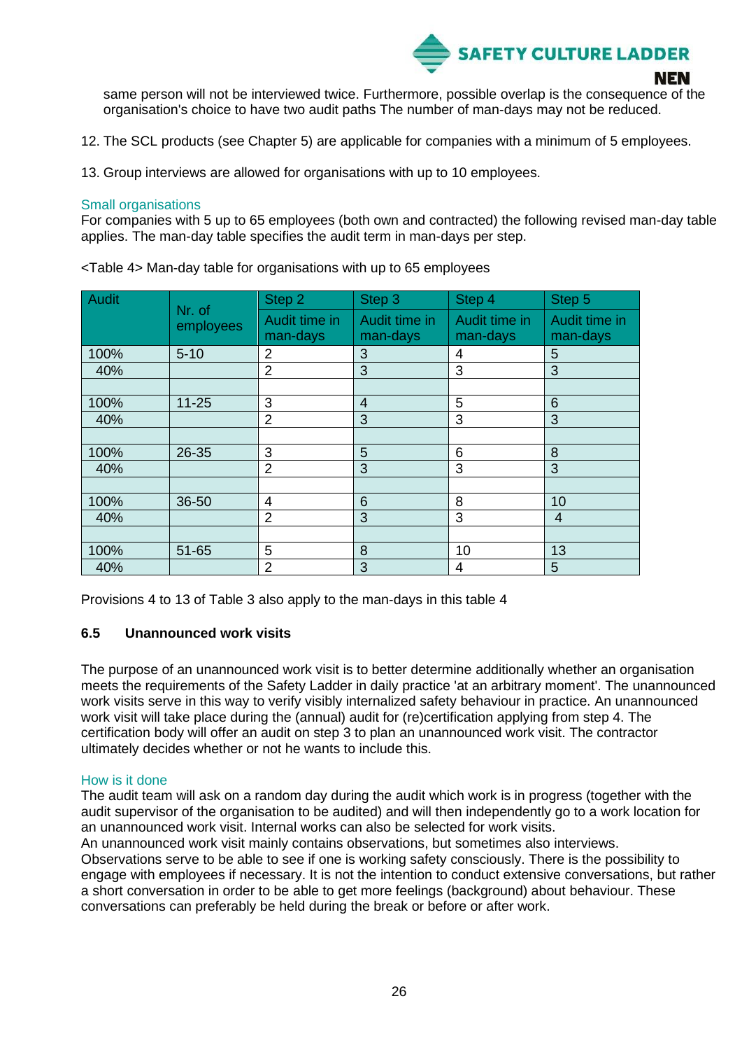same person will not be interviewed twice. Furthermore, possible overlap is the consequence of the organisation's choice to have two audit paths The number of man-days may not be reduced.

12. The SCL products (see Chapter 5) are applicable for companies with a minimum of 5 employees.

13. Group interviews are allowed for organisations with up to 10 employees.

Small organisations
For companies with 5 up to 65 employees (both own and contracted) the following revised man-day table applies. The man-day table specifies the audit term in man-days per step.

<Table 4> Man-day table for organisations with up to 65 employees

| Audit | Nr. of employees | Step 2 | Step 3 | Step 4 | Step 5 |
|---|---|---|---|---|---|
| | | Audit time in man-days | Audit time in man-days | Audit time in man-days | Audit time in man-days |
| 100% | 5-10 | 2 | 3 | 4 | 5 |
| 40% | | 2 | 3 | 3 | 3 |
| | | | | | |
| 100% | 11-25 | 3 | 4 | 5 | 6 |
| 40% | | 2 | 3 | 3 | 3 |
| | | | | | |
| 100% | 26-35 | 3 | 5 | 6 | 8 |
| 40% | | 2 | 3 | 3 | 3 |
| | | | | | |
| 100% | 36-50 | 4 | 6 | 8 | 10 |
| 40% | | 2 | 3 | 3 | 4 |
| | | | | | |
| 100% | 51-65 | 5 | 8 | 10 | 13 |
| 40% | | 2 | 3 | 4 | 5 |

Provisions 4 to 13 of Table 3 also apply to the man-days in this table 4

### 6.5 Unannounced work visits

The purpose of an unannounced work visit is to better determine additionally whether an organisation meets the requirements of the Safety Ladder in daily practice 'at an arbitrary moment'. The unannounced work visits serve in this way to verify visibly internalized safety behaviour in practice. An unannounced work visit will take place during the (annual) audit for (re)certification applying from step 4. The certification body will offer an audit on step 3 to plan an unannounced work visit. The contractor ultimately decides whether or not he wants to include this.

How is it done
The audit team will ask on a random day during the audit which work is in progress (together with the audit supervisor of the organisation to be audited) and will then independently go to a work location for an unannounced work visit. Internal works can also be selected for work visits.
An unannounced work visit mainly contains observations, but sometimes also interviews.
Observations serve to be able to see if one is working safety consciously. There is the possibility to engage with employees if necessary. It is not the intention to conduct extensive conversations, but rather a short conversation in order to be able to get more feelings (background) about behaviour. These conversations can preferably be held during the break or before or after work.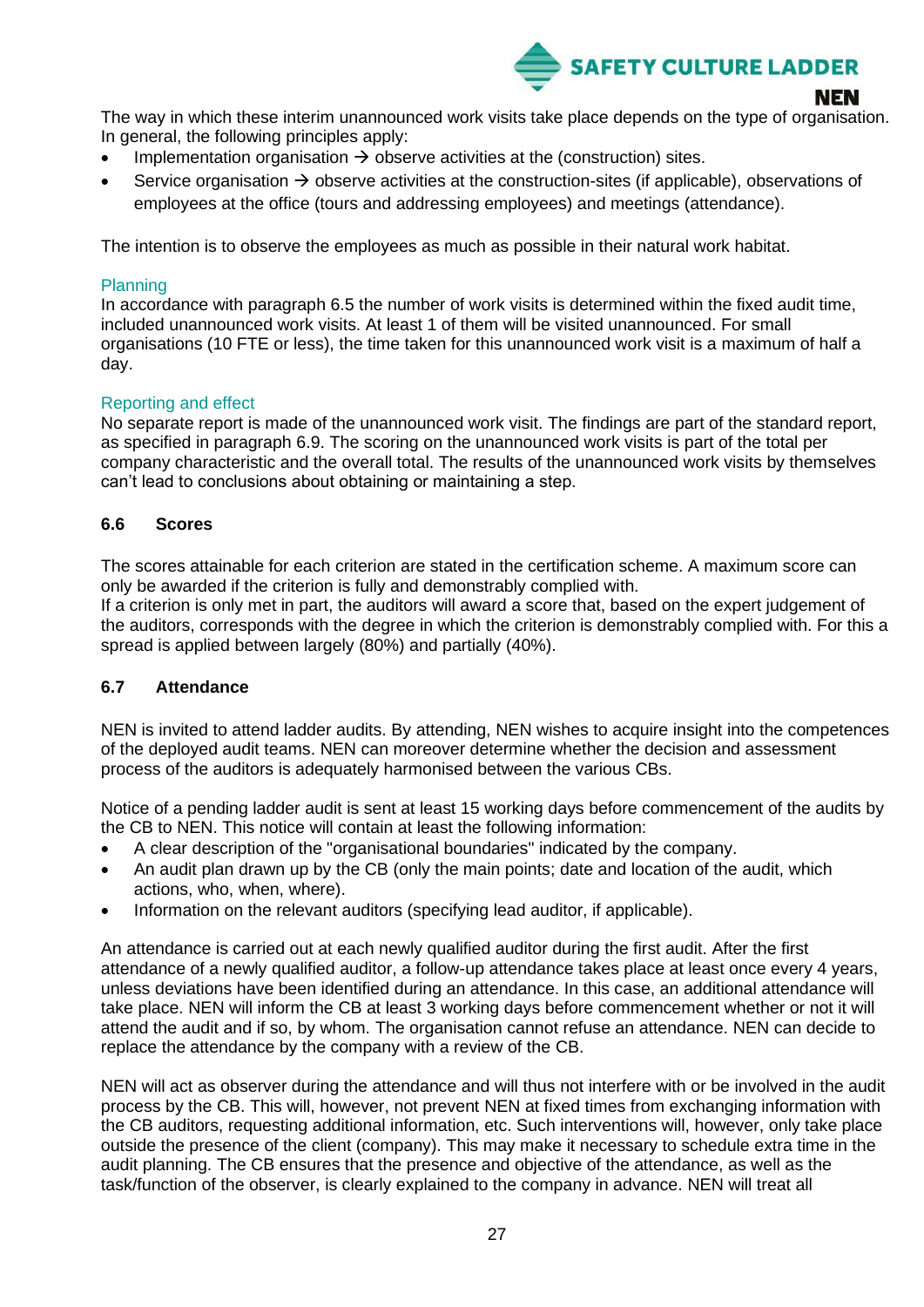The way in which these interim unannounced work visits take place depends on the type of organisation. In general, the following principles apply:

- Implementation organisation → observe activities at the (construction) sites.
- Service organisation → observe activities at the construction-sites (if applicable), observations of employees at the office (tours and addressing employees) and meetings (attendance).

The intention is to observe the employees as much as possible in their natural work habitat.

Planning

In accordance with paragraph 6.5 the number of work visits is determined within the fixed audit time, included unannounced work visits. At least 1 of them will be visited unannounced. For small organisations (10 FTE or less), the time taken for this unannounced work visit is a maximum of half a day.

Reporting and effect

No separate report is made of the unannounced work visit. The findings are part of the standard report, as specified in paragraph 6.9. The scoring on the unannounced work visits is part of the total per company characteristic and the overall total. The results of the unannounced work visits by themselves can't lead to conclusions about obtaining or maintaining a step.

## 6.6 Scores

The scores attainable for each criterion are stated in the certification scheme. A maximum score can only be awarded if the criterion is fully and demonstrably complied with.
If a criterion is only met in part, the auditors will award a score that, based on the expert judgement of the auditors, corresponds with the degree in which the criterion is demonstrably complied with. For this a spread is applied between largely (80%) and partially (40%).

## 6.7 Attendance

NEN is invited to attend ladder audits. By attending, NEN wishes to acquire insight into the competences of the deployed audit teams. NEN can moreover determine whether the decision and assessment process of the auditors is adequately harmonised between the various CBs.

Notice of a pending ladder audit is sent at least 15 working days before commencement of the audits by the CB to NEN. This notice will contain at least the following information:

- A clear description of the "organisational boundaries" indicated by the company.
- An audit plan drawn up by the CB (only the main points; date and location of the audit, which actions, who, when, where).
- Information on the relevant auditors (specifying lead auditor, if applicable).

An attendance is carried out at each newly qualified auditor during the first audit. After the first attendance of a newly qualified auditor, a follow-up attendance takes place at least once every 4 years, unless deviations have been identified during an attendance. In this case, an additional attendance will take place. NEN will inform the CB at least 3 working days before commencement whether or not it will attend the audit and if so, by whom. The organisation cannot refuse an attendance. NEN can decide to replace the attendance by the company with a review of the CB.

NEN will act as observer during the attendance and will thus not interfere with or be involved in the audit process by the CB. This will, however, not prevent NEN at fixed times from exchanging information with the CB auditors, requesting additional information, etc. Such interventions will, however, only take place outside the presence of the client (company). This may make it necessary to schedule extra time in the audit planning. The CB ensures that the presence and objective of the attendance, as well as the task/function of the observer, is clearly explained to the company in advance. NEN will treat all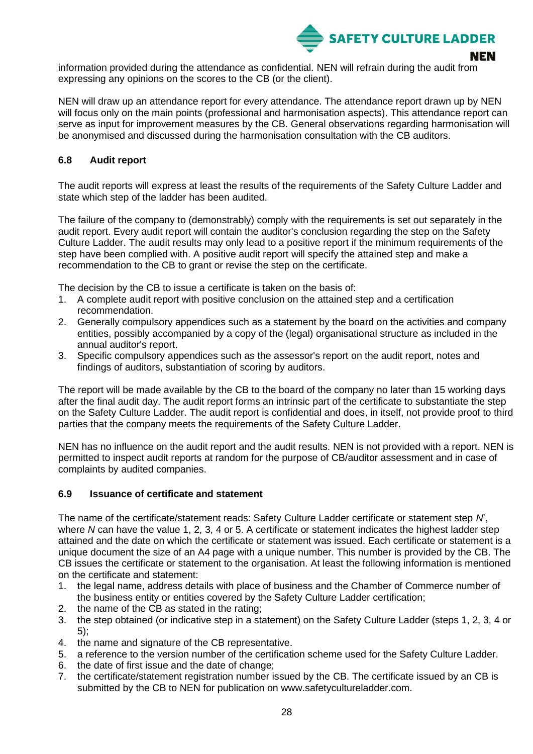information provided during the attendance as confidential. NEN will refrain during the audit from expressing any opinions on the scores to the CB (or the client).

NEN will draw up an attendance report for every attendance. The attendance report drawn up by NEN will focus only on the main points (professional and harmonisation aspects). This attendance report can serve as input for improvement measures by the CB. General observations regarding harmonisation will be anonymised and discussed during the harmonisation consultation with the CB auditors.

### 6.8 Audit report

The audit reports will express at least the results of the requirements of the Safety Culture Ladder and state which step of the ladder has been audited.

The failure of the company to (demonstrably) comply with the requirements is set out separately in the audit report. Every audit report will contain the auditor's conclusion regarding the step on the Safety Culture Ladder. The audit results may only lead to a positive report if the minimum requirements of the step have been complied with. A positive audit report will specify the attained step and make a recommendation to the CB to grant or revise the step on the certificate.

The decision by the CB to issue a certificate is taken on the basis of:

1. A complete audit report with positive conclusion on the attained step and a certification recommendation.
2. Generally compulsory appendices such as a statement by the board on the activities and company entities, possibly accompanied by a copy of the (legal) organisational structure as included in the annual auditor's report.
3. Specific compulsory appendices such as the assessor's report on the audit report, notes and findings of auditors, substantiation of scoring by auditors.

The report will be made available by the CB to the board of the company no later than 15 working days after the final audit day. The audit report forms an intrinsic part of the certificate to substantiate the step on the Safety Culture Ladder. The audit report is confidential and does, in itself, not provide proof to third parties that the company meets the requirements of the Safety Culture Ladder.

NEN has no influence on the audit report and the audit results. NEN is not provided with a report. NEN is permitted to inspect audit reports at random for the purpose of CB/auditor assessment and in case of complaints by audited companies.

### 6.9 Issuance of certificate and statement

The name of the certificate/statement reads: Safety Culture Ladder certificate or statement step *N*', where *N* can have the value 1, 2, 3, 4 or 5. A certificate or statement indicates the highest ladder step attained and the date on which the certificate or statement was issued. Each certificate or statement is a unique document the size of an A4 page with a unique number. This number is provided by the CB. The CB issues the certificate or statement to the organisation. At least the following information is mentioned on the certificate and statement:

1. the legal name, address details with place of business and the Chamber of Commerce number of the business entity or entities covered by the Safety Culture Ladder certification;
2. the name of the CB as stated in the rating;
3. the step obtained (or indicative step in a statement) on the Safety Culture Ladder (steps 1, 2, 3, 4 or 5);
4. the name and signature of the CB representative.
5. a reference to the version number of the certification scheme used for the Safety Culture Ladder.
6. the date of first issue and the date of change;
7. the certificate/statement registration number issued by the CB. The certificate issued by an CB is submitted by the CB to NEN for publication on www.safetycultureladder.com.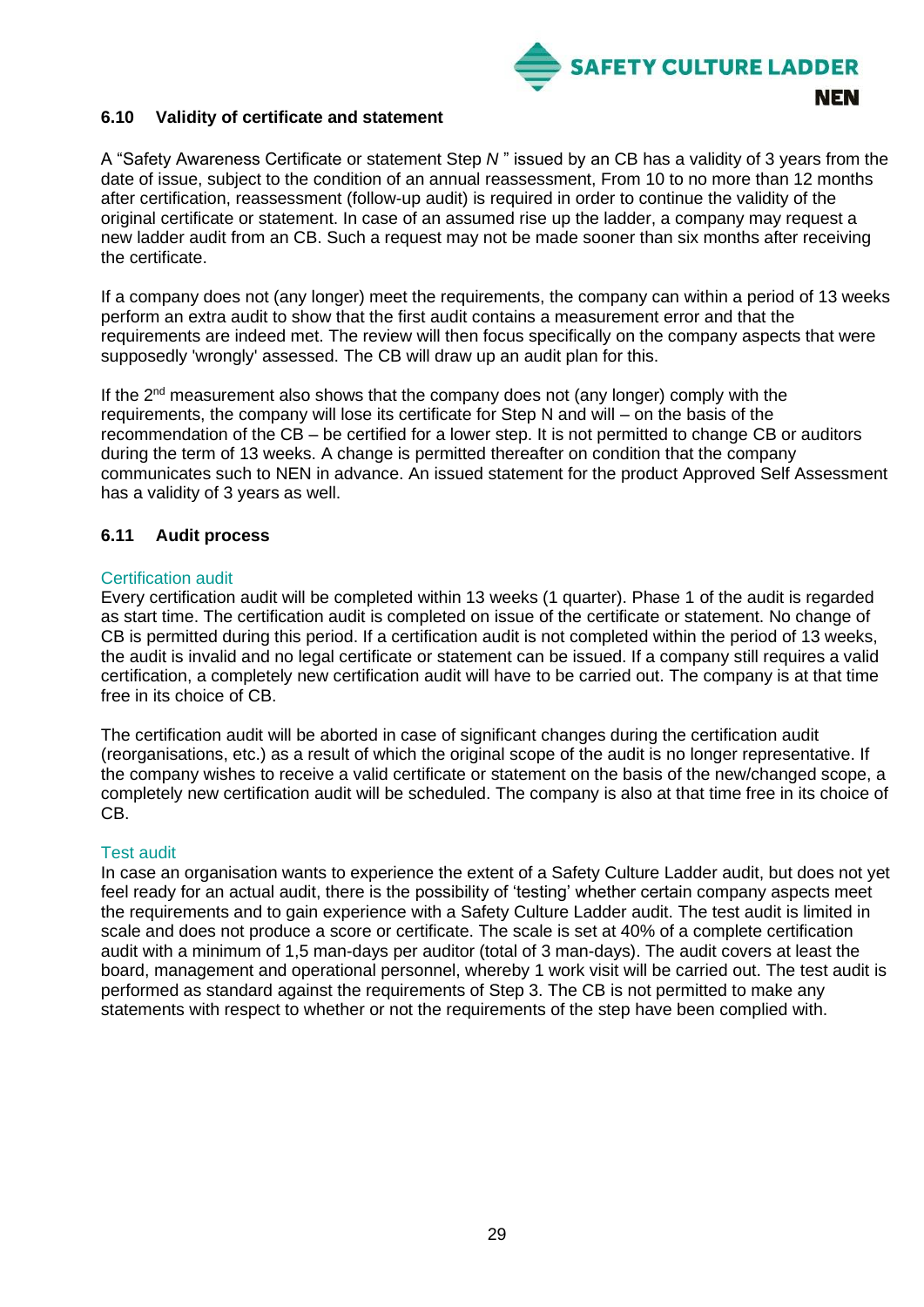## 6.10 Validity of certificate and statement

A "Safety Awareness Certificate or statement Step *N* " issued by an CB has a validity of 3 years from the date of issue, subject to the condition of an annual reassessment, From 10 to no more than 12 months after certification, reassessment (follow-up audit) is required in order to continue the validity of the original certificate or statement. In case of an assumed rise up the ladder, a company may request a new ladder audit from an CB. Such a request may not be made sooner than six months after receiving the certificate.

If a company does not (any longer) meet the requirements, the company can within a period of 13 weeks perform an extra audit to show that the first audit contains a measurement error and that the requirements are indeed met. The review will then focus specifically on the company aspects that were supposedly 'wrongly' assessed. The CB will draw up an audit plan for this.

If the 2nd measurement also shows that the company does not (any longer) comply with the requirements, the company will lose its certificate for Step N and will – on the basis of the recommendation of the CB – be certified for a lower step. It is not permitted to change CB or auditors during the term of 13 weeks. A change is permitted thereafter on condition that the company communicates such to NEN in advance. An issued statement for the product Approved Self Assessment has a validity of 3 years as well.

## 6.11 Audit process

### Certification audit

Every certification audit will be completed within 13 weeks (1 quarter). Phase 1 of the audit is regarded as start time. The certification audit is completed on issue of the certificate or statement. No change of CB is permitted during this period. If a certification audit is not completed within the period of 13 weeks, the audit is invalid and no legal certificate or statement can be issued. If a company still requires a valid certification, a completely new certification audit will have to be carried out. The company is at that time free in its choice of CB.

The certification audit will be aborted in case of significant changes during the certification audit (reorganisations, etc.) as a result of which the original scope of the audit is no longer representative. If the company wishes to receive a valid certificate or statement on the basis of the new/changed scope, a completely new certification audit will be scheduled. The company is also at that time free in its choice of CB.

### Test audit

In case an organisation wants to experience the extent of a Safety Culture Ladder audit, but does not yet feel ready for an actual audit, there is the possibility of 'testing' whether certain company aspects meet the requirements and to gain experience with a Safety Culture Ladder audit. The test audit is limited in scale and does not produce a score or certificate. The scale is set at 40% of a complete certification audit with a minimum of 1,5 man-days per auditor (total of 3 man-days). The audit covers at least the board, management and operational personnel, whereby 1 work visit will be carried out. The test audit is performed as standard against the requirements of Step 3. The CB is not permitted to make any statements with respect to whether or not the requirements of the step have been complied with.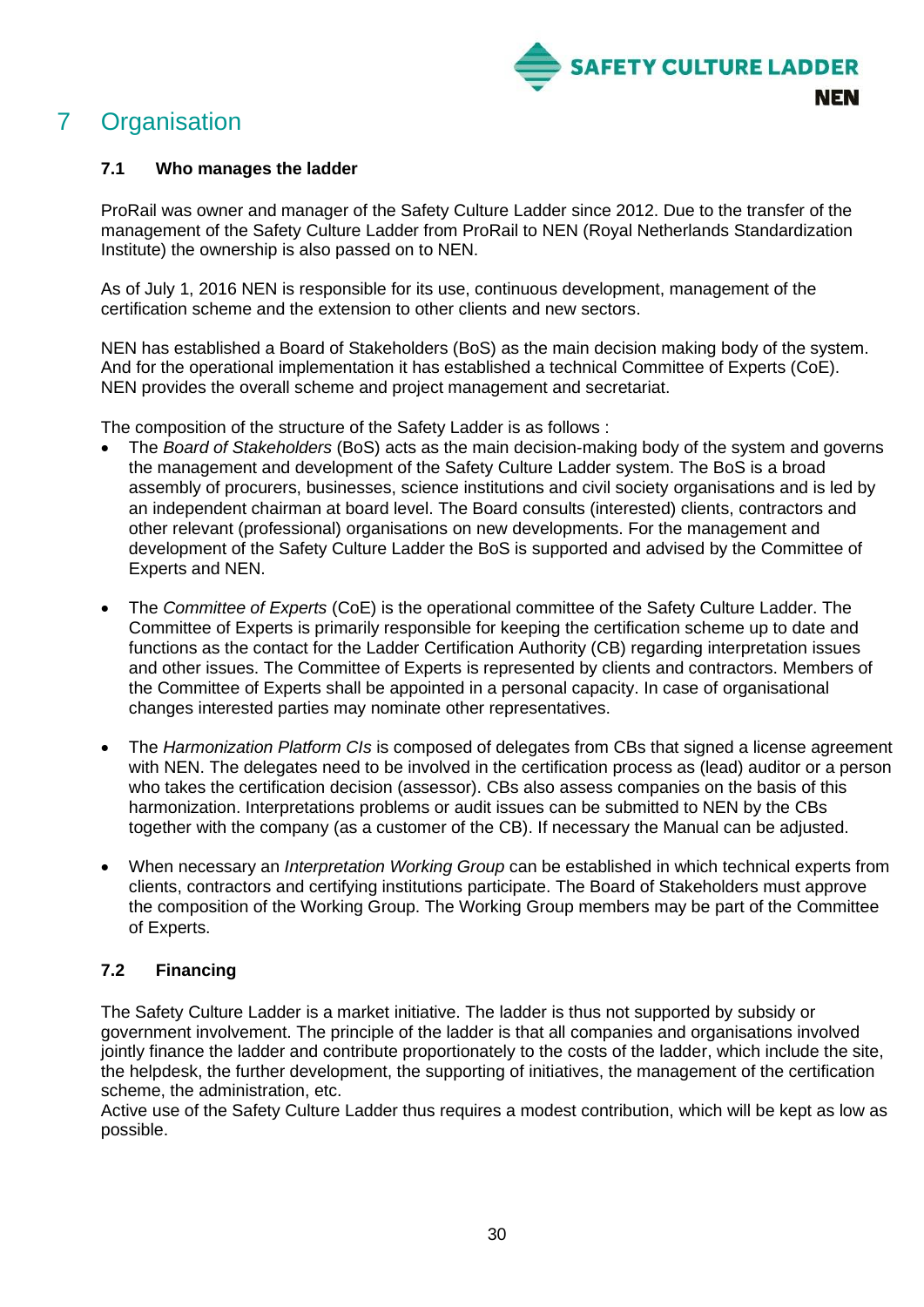# 7 Organisation

### 7.1 Who manages the ladder

ProRail was owner and manager of the Safety Culture Ladder since 2012. Due to the transfer of the management of the Safety Culture Ladder from ProRail to NEN (Royal Netherlands Standardization Institute) the ownership is also passed on to NEN.

As of July 1, 2016 NEN is responsible for its use, continuous development, management of the certification scheme and the extension to other clients and new sectors.

NEN has established a Board of Stakeholders (BoS) as the main decision making body of the system. And for the operational implementation it has established a technical Committee of Experts (CoE). NEN provides the overall scheme and project management and secretariat.

The composition of the structure of the Safety Ladder is as follows :

- The *Board of Stakeholders* (BoS) acts as the main decision-making body of the system and governs the management and development of the Safety Culture Ladder system. The BoS is a broad assembly of procurers, businesses, science institutions and civil society organisations and is led by an independent chairman at board level. The Board consults (interested) clients, contractors and other relevant (professional) organisations on new developments. For the management and development of the Safety Culture Ladder the BoS is supported and advised by the Committee of Experts and NEN.

- The *Committee of Experts* (CoE) is the operational committee of the Safety Culture Ladder. The Committee of Experts is primarily responsible for keeping the certification scheme up to date and functions as the contact for the Ladder Certification Authority (CB) regarding interpretation issues and other issues. The Committee of Experts is represented by clients and contractors. Members of the Committee of Experts shall be appointed in a personal capacity. In case of organisational changes interested parties may nominate other representatives.

- The *Harmonization Platform CIs* is composed of delegates from CBs that signed a license agreement with NEN. The delegates need to be involved in the certification process as (lead) auditor or a person who takes the certification decision (assessor). CBs also assess companies on the basis of this harmonization. Interpretations problems or audit issues can be submitted to NEN by the CBs together with the company (as a customer of the CB). If necessary the Manual can be adjusted.

- When necessary an *Interpretation Working Group* can be established in which technical experts from clients, contractors and certifying institutions participate. The Board of Stakeholders must approve the composition of the Working Group. The Working Group members may be part of the Committee of Experts.

### 7.2 Financing

The Safety Culture Ladder is a market initiative. The ladder is thus not supported by subsidy or government involvement. The principle of the ladder is that all companies and organisations involved jointly finance the ladder and contribute proportionately to the costs of the ladder, which include the site, the helpdesk, the further development, the supporting of initiatives, the management of the certification scheme, the administration, etc.
Active use of the Safety Culture Ladder thus requires a modest contribution, which will be kept as low as possible.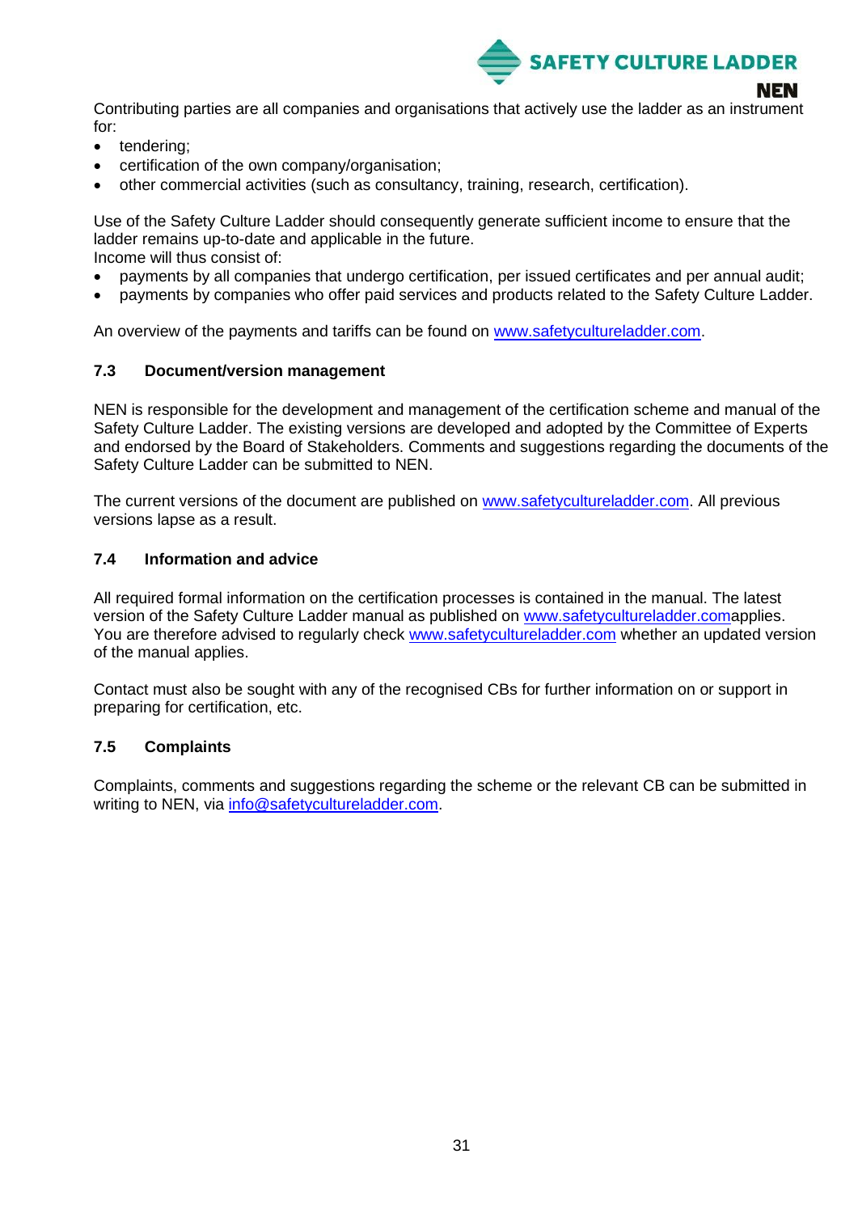Contributing parties are all companies and organisations that actively use the ladder as an instrument for:

- tendering;
- certification of the own company/organisation;
- other commercial activities (such as consultancy, training, research, certification).

Use of the Safety Culture Ladder should consequently generate sufficient income to ensure that the ladder remains up-to-date and applicable in the future.
Income will thus consist of:

- payments by all companies that undergo certification, per issued certificates and per annual audit;
- payments by companies who offer paid services and products related to the Safety Culture Ladder.

An overview of the payments and tariffs can be found on www.safetycultureladder.com.

### 7.3 Document/version management

NEN is responsible for the development and management of the certification scheme and manual of the Safety Culture Ladder. The existing versions are developed and adopted by the Committee of Experts and endorsed by the Board of Stakeholders. Comments and suggestions regarding the documents of the Safety Culture Ladder can be submitted to NEN.

The current versions of the document are published on www.safetycultureladder.com. All previous versions lapse as a result.

### 7.4 Information and advice

All required formal information on the certification processes is contained in the manual. The latest version of the Safety Culture Ladder manual as published on www.safetycultureladder.comapplies. You are therefore advised to regularly check www.safetycultureladder.com whether an updated version of the manual applies.

Contact must also be sought with any of the recognised CBs for further information on or support in preparing for certification, etc.

### 7.5 Complaints

Complaints, comments and suggestions regarding the scheme or the relevant CB can be submitted in writing to NEN, via info@safetycultureladder.com.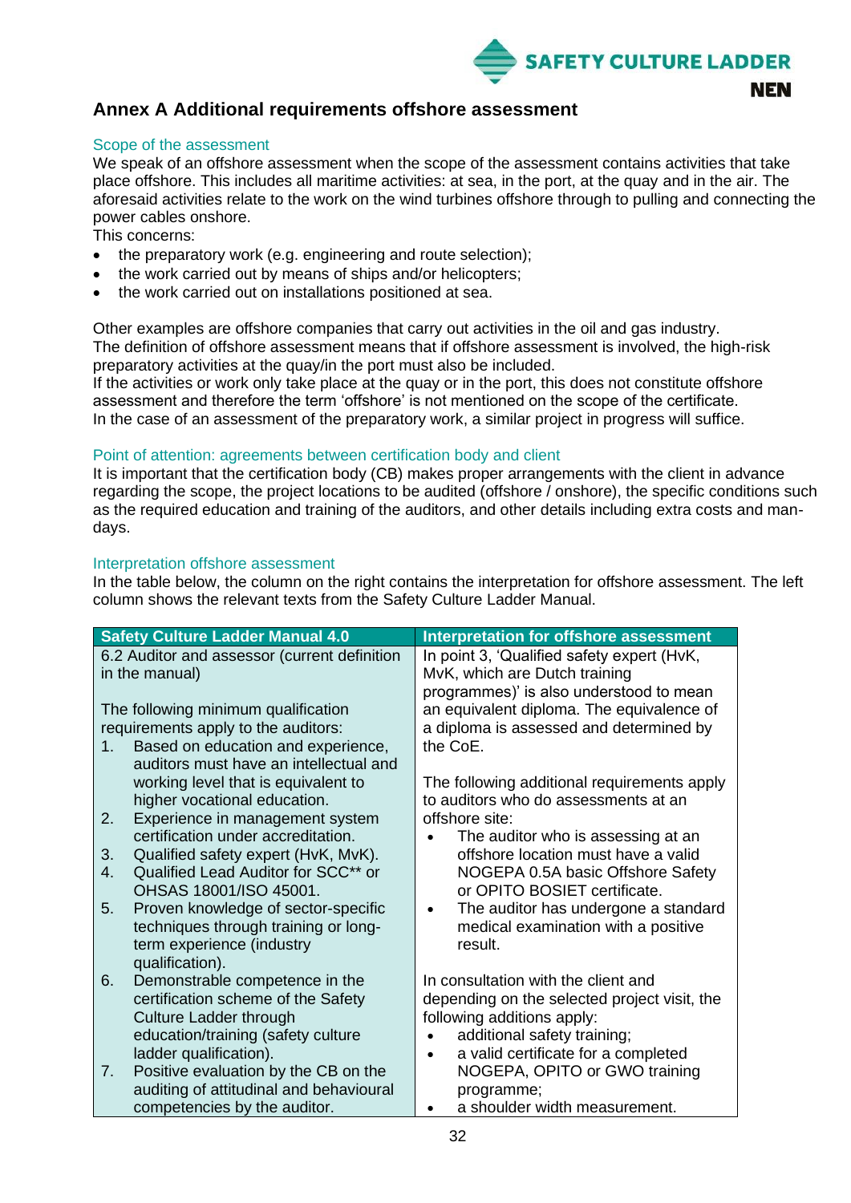## Annex A Additional requirements offshore assessment

### Scope of the assessment

We speak of an offshore assessment when the scope of the assessment contains activities that take place offshore. This includes all maritime activities: at sea, in the port, at the quay and in the air. The aforesaid activities relate to the work on the wind turbines offshore through to pulling and connecting the power cables onshore.

This concerns:

- the preparatory work (e.g. engineering and route selection);
- the work carried out by means of ships and/or helicopters;
- the work carried out on installations positioned at sea.

Other examples are offshore companies that carry out activities in the oil and gas industry.
The definition of offshore assessment means that if offshore assessment is involved, the high-risk preparatory activities at the quay/in the port must also be included.
If the activities or work only take place at the quay or in the port, this does not constitute offshore assessment and therefore the term 'offshore' is not mentioned on the scope of the certificate.
In the case of an assessment of the preparatory work, a similar project in progress will suffice.

### Point of attention: agreements between certification body and client

It is important that the certification body (CB) makes proper arrangements with the client in advance regarding the scope, the project locations to be audited (offshore / onshore), the specific conditions such as the required education and training of the auditors, and other details including extra costs and man-days.

### Interpretation offshore assessment

In the table below, the column on the right contains the interpretation for offshore assessment. The left column shows the relevant texts from the Safety Culture Ladder Manual.

| Safety Culture Ladder Manual 4.0 | Interpretation for offshore assessment |
|---|---|
| 6.2 Auditor and assessor (current definition in the manual)<br><br>The following minimum qualification requirements apply to the auditors:<br>1. Based on education and experience, auditors must have an intellectual and working level that is equivalent to higher vocational education.<br>2. Experience in management system certification under accreditation.<br>3. Qualified safety expert (HvK, MvK).<br>4. Qualified Lead Auditor for SCC** or OHSAS 18001/ISO 45001.<br>5. Proven knowledge of sector-specific techniques through training or long-term experience (industry qualification).<br>6. Demonstrable competence in the certification scheme of the Safety Culture Ladder through education/training (safety culture ladder qualification).<br>7. Positive evaluation by the CB on the auditing of attitudinal and behavioural competencies by the auditor. | In point 3, 'Qualified safety expert (HvK, MvK, which are Dutch training programmes)' is also understood to mean an equivalent diploma. The equivalence of a diploma is assessed and determined by the CoE.<br><br>The following additional requirements apply to auditors who do assessments at an offshore site:<br>• The auditor who is assessing at an offshore location must have a valid NOGEPA 0.5A basic Offshore Safety or OPITO BOSIET certificate.<br>• The auditor has undergone a standard medical examination with a positive result.<br><br>In consultation with the client and depending on the selected project visit, the following additions apply:<br>• additional safety training;<br>• a valid certificate for a completed NOGEPA, OPITO or GWO training programme;<br>• a shoulder width measurement. |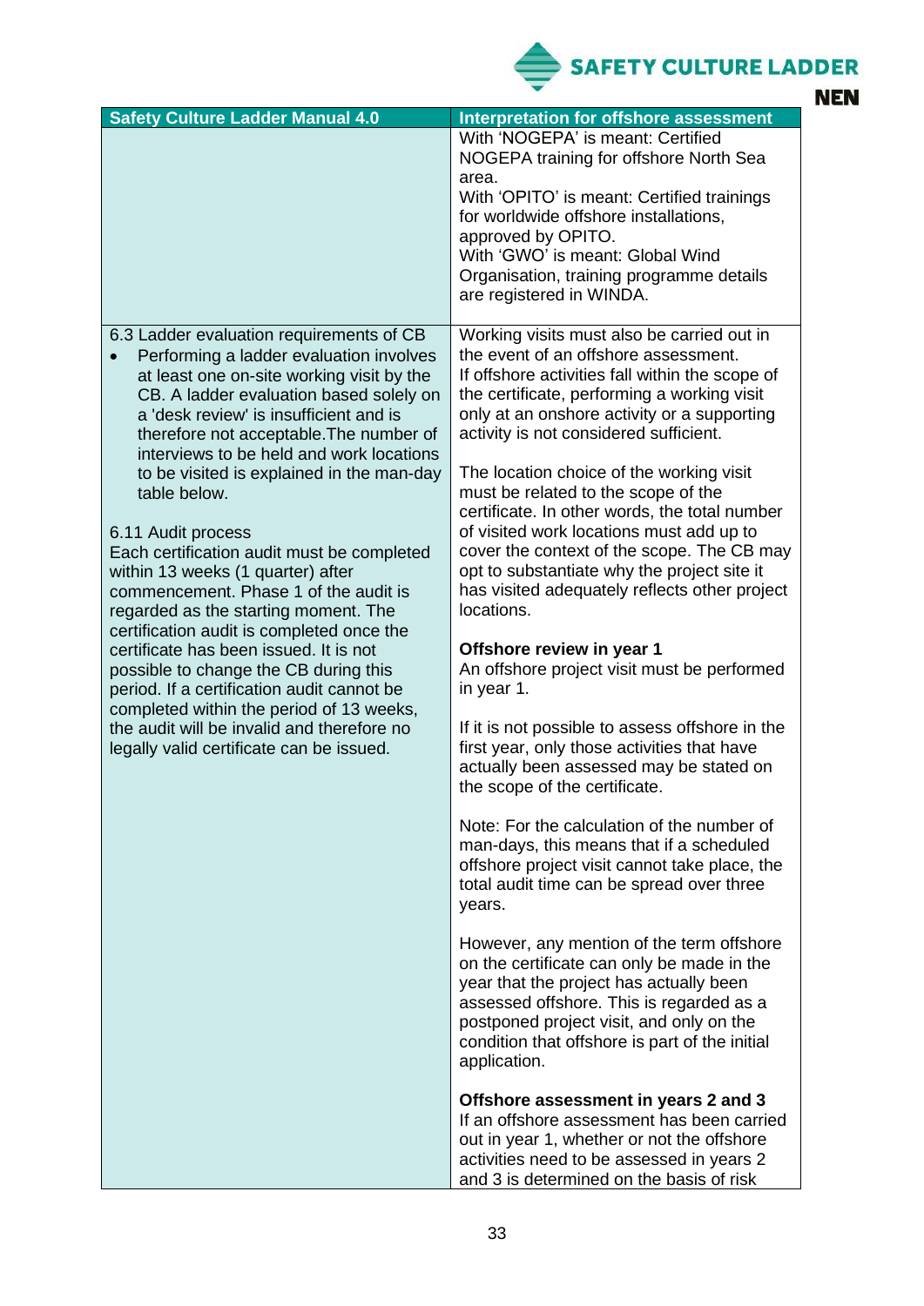| Safety Culture Ladder Manual 4.0 | Interpretation for offshore assessment |
| --- | --- |
| | With 'NOGEPA' is meant: Certified NOGEPA training for offshore North Sea area.<br>With 'OPITO' is meant: Certified trainings for worldwide offshore installations, approved by OPITO.<br>With 'GWO' is meant: Global Wind Organisation, training programme details are registered in WINDA. |
| 6.3 Ladder evaluation requirements of CB<br>• Performing a ladder evaluation involves at least one on-site working visit by the CB. A ladder evaluation based solely on a 'desk review' is insufficient and is therefore not acceptable.The number of interviews to be held and work locations to be visited is explained in the man-day table below.<br><br>6.11 Audit process<br>Each certification audit must be completed within 13 weeks (1 quarter) after commencement. Phase 1 of the audit is regarded as the starting moment. The certification audit is completed once the certificate has been issued. It is not possible to change the CB during this period. If a certification audit cannot be completed within the period of 13 weeks, the audit will be invalid and therefore no legally valid certificate can be issued. | Working visits must also be carried out in the event of an offshore assessment.<br>If offshore activities fall within the scope of the certificate, performing a working visit only at an onshore activity or a supporting activity is not considered sufficient.<br><br>The location choice of the working visit must be related to the scope of the certificate. In other words, the total number of visited work locations must add up to cover the context of the scope. The CB may opt to substantiate why the project site it has visited adequately reflects other project locations.<br><br>**Offshore review in year 1**<br>An offshore project visit must be performed in year 1.<br><br>If it is not possible to assess offshore in the first year, only those activities that have actually been assessed may be stated on the scope of the certificate.<br><br>Note: For the calculation of the number of man-days, this means that if a scheduled offshore project visit cannot take place, the total audit time can be spread over three years.<br><br>However, any mention of the term offshore on the certificate can only be made in the year that the project has actually been assessed offshore. This is regarded as a postponed project visit, and only on the condition that offshore is part of the initial application.<br><br>**Offshore assessment in years 2 and 3**<br>If an offshore assessment has been carried out in year 1, whether or not the offshore activities need to be assessed in years 2 and 3 is determined on the basis of risk |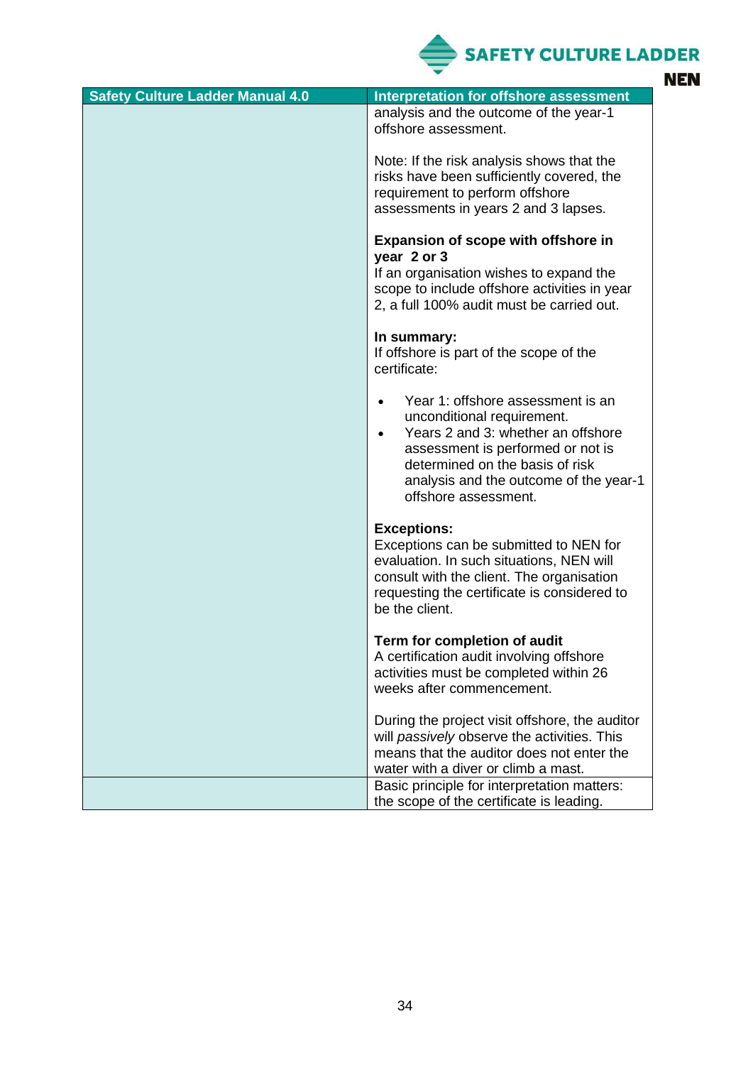| Safety Culture Ladder Manual 4.0 | Interpretation for offshore assessment |
| --- | --- |
| | analysis and the outcome of the year-1 offshore assessment.<br><br>Note: If the risk analysis shows that the risks have been sufficiently covered, the requirement to perform offshore assessments in years 2 and 3 lapses.<br><br>**Expansion of scope with offshore in year 2 or 3**<br>If an organisation wishes to expand the scope to include offshore activities in year 2, a full 100% audit must be carried out.<br><br>**In summary:**<br>If offshore is part of the scope of the certificate:<br><br>• Year 1: offshore assessment is an unconditional requirement.<br>• Years 2 and 3: whether an offshore assessment is performed or not is determined on the basis of risk analysis and the outcome of the year-1 offshore assessment.<br><br>**Exceptions:**<br>Exceptions can be submitted to NEN for evaluation. In such situations, NEN will consult with the client. The organisation requesting the certificate is considered to be the client.<br><br>**Term for completion of audit**<br>A certification audit involving offshore activities must be completed within 26 weeks after commencement.<br><br>During the project visit offshore, the auditor will *passively* observe the activities. This means that the auditor does not enter the water with a diver or climb a mast. |
| | Basic principle for interpretation matters: the scope of the certificate is leading. |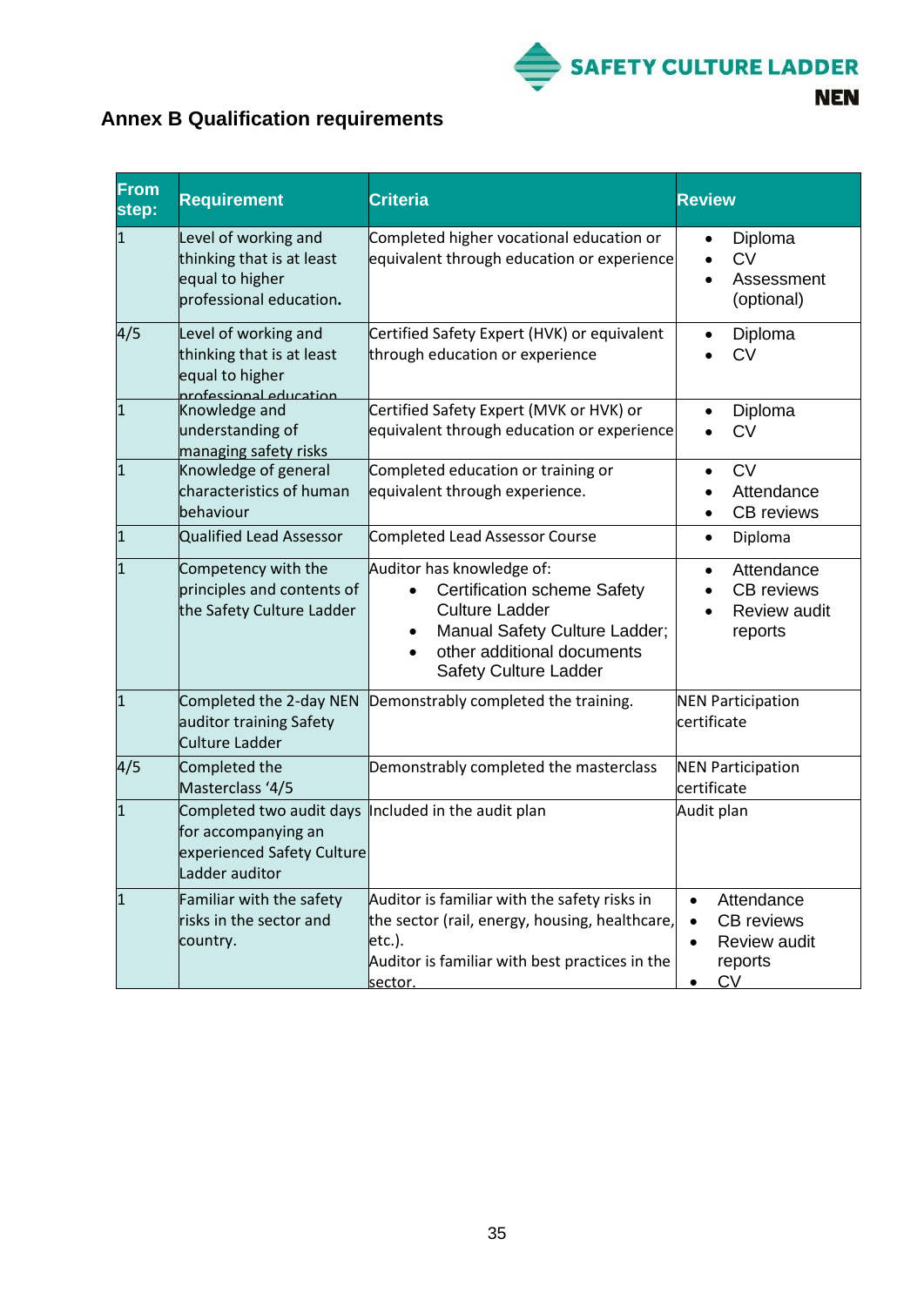## Annex B Qualification requirements

| From step: | Requirement | Criteria | Review |
|---|---|---|---|
| 1 | Level of working and thinking that is at least equal to higher professional education. | Completed higher vocational education or equivalent through education or experience | • Diploma<br>• CV<br>• Assessment (optional) |
| 4/5 | Level of working and thinking that is at least equal to higher professional education | Certified Safety Expert (HVK) or equivalent through education or experience | • Diploma<br>• CV |
| 1 | Knowledge and understanding of managing safety risks | Certified Safety Expert (MVK or HVK) or equivalent through education or experience | • Diploma<br>• CV |
| 1 | Knowledge of general characteristics of human behaviour | Completed education or training or equivalent through experience. | • CV<br>• Attendance<br>• CB reviews |
| 1 | Qualified Lead Assessor | Completed Lead Assessor Course | • Diploma |
| 1 | Competency with the principles and contents of the Safety Culture Ladder | Auditor has knowledge of:<br>• Certification scheme Safety Culture Ladder<br>• Manual Safety Culture Ladder;<br>• other additional documents Safety Culture Ladder | • Attendance<br>• CB reviews<br>• Review audit reports |
| 1 | Completed the 2-day NEN auditor training Safety Culture Ladder | Demonstrably completed the training. | NEN Participation certificate |
| 4/5 | Completed the Masterclass '4/5 | Demonstrably completed the masterclass | NEN Participation certificate |
| 1 | Completed two audit days for accompanying an experienced Safety Culture Ladder auditor | Included in the audit plan | Audit plan |
| 1 | Familiar with the safety risks in the sector and country. | Auditor is familiar with the safety risks in the sector (rail, energy, housing, healthcare, etc.).<br>Auditor is familiar with best practices in the sector. | • Attendance<br>• CB reviews<br>• Review audit reports<br>• CV |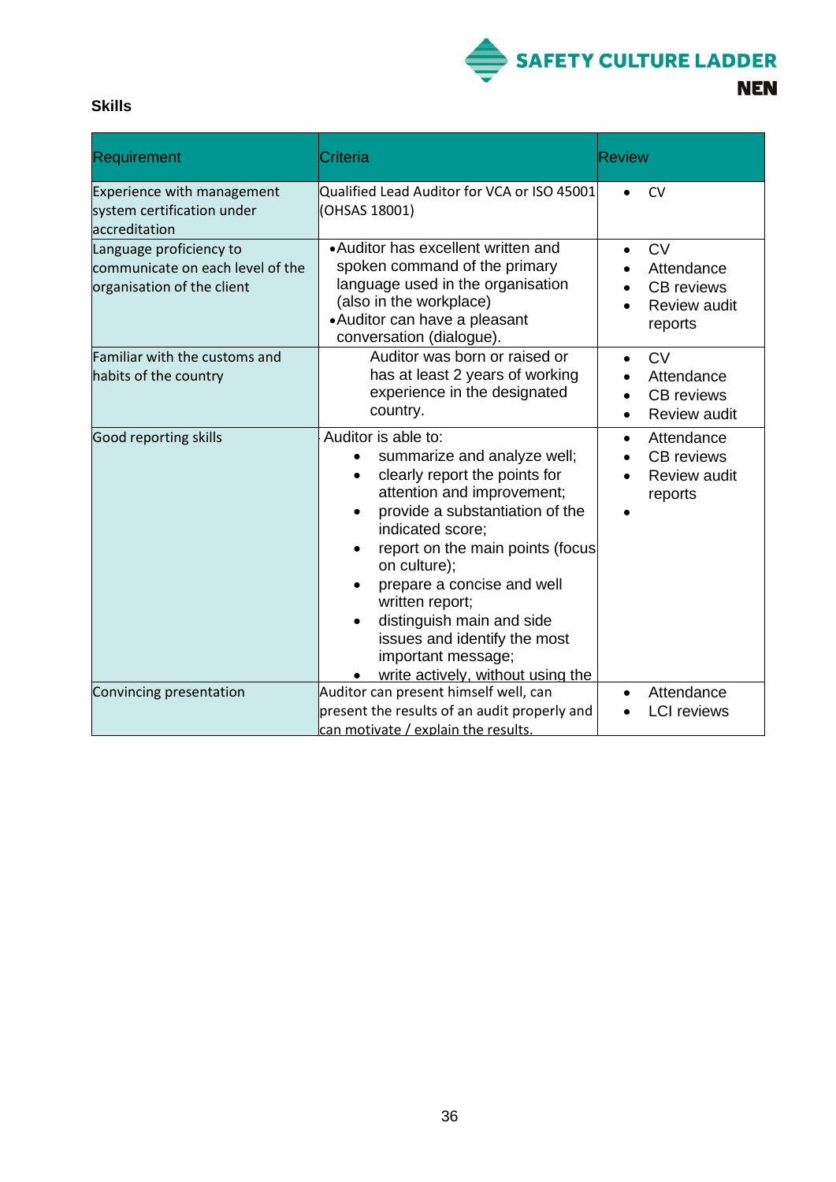**Skills**

| Requirement | Criteria | Review |
|---|---|---|
| Experience with management system certification under accreditation | Qualified Lead Auditor for VCA or ISO 45001 (OHSAS 18001) | • CV |
| Language proficiency to communicate on each level of the organisation of the client | • Auditor has excellent written and spoken command of the primary language used in the organisation (also in the workplace)<br>• Auditor can have a pleasant conversation (dialogue). | • CV<br>• Attendance<br>• CB reviews<br>• Review audit reports |
| Familiar with the customs and habits of the country | Auditor was born or raised or has at least 2 years of working experience in the designated country. | • CV<br>• Attendance<br>• CB reviews<br>• Review audit |
| Good reporting skills | Auditor is able to:<br>• summarize and analyze well;<br>• clearly report the points for attention and improvement;<br>• provide a substantiation of the indicated score;<br>• report on the main points (focus on culture);<br>• prepare a concise and well written report;<br>• distinguish main and side issues and identify the most important message;<br>• write actively, without using the | • Attendance<br>• CB reviews<br>• Review audit reports<br>• |
| Convincing presentation | Auditor can present himself well, can present the results of an audit properly and can motivate / explain the results. | • Attendance<br>• LCI reviews |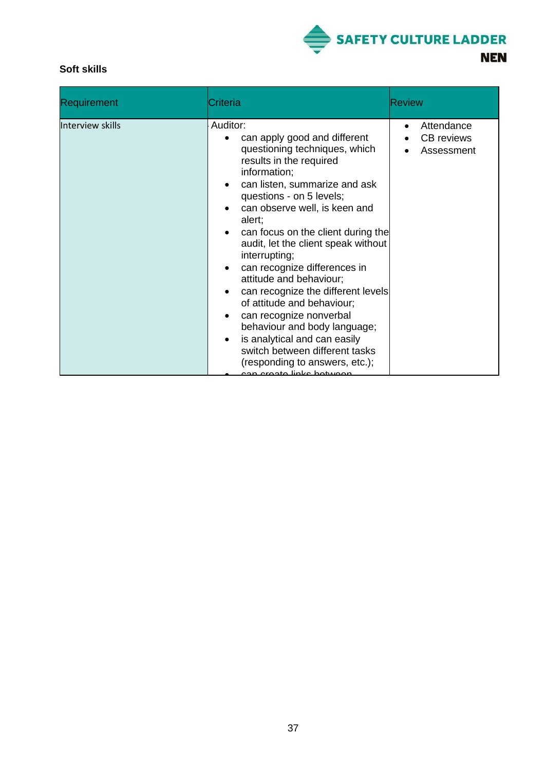**Soft skills**

| Requirement | Criteria | Review |
|---|---|---|
| Interview skills | Auditor:<br>• can apply good and different questioning techniques, which results in the required information;<br>• can listen, summarize and ask questions - on 5 levels;<br>• can observe well, is keen and alert;<br>• can focus on the client during the audit, let the client speak without interrupting;<br>• can recognize differences in attitude and behaviour;<br>• can recognize the different levels of attitude and behaviour;<br>• can recognize nonverbal behaviour and body language;<br>• is analytical and can easily switch between different tasks (responding to answers, etc.);<br>• can create links between | • Attendance<br>• CB reviews<br>• Assessment |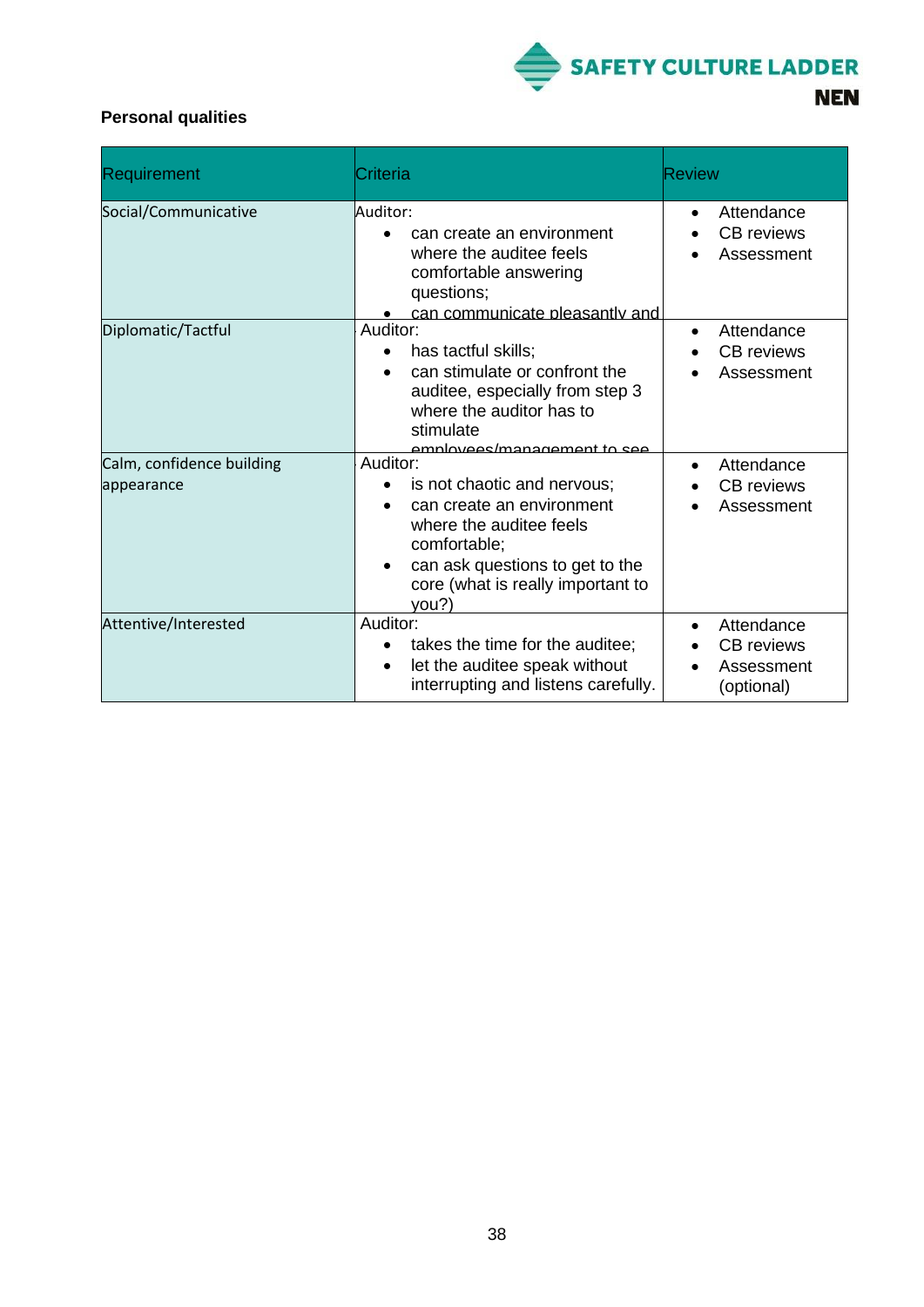**Personal qualities**

| Requirement | Criteria | Review |
|---|---|---|
| Social/Communicative | Auditor:<br>• can create an environment where the auditee feels comfortable answering questions;<br>• can communicate pleasantly and | • Attendance<br>• CB reviews<br>• Assessment |
| Diplomatic/Tactful | Auditor:<br>• has tactful skills;<br>• can stimulate or confront the auditee, especially from step 3 where the auditor has to stimulate employees/management to see | • Attendance<br>• CB reviews<br>• Assessment |
| Calm, confidence building appearance | Auditor:<br>• is not chaotic and nervous;<br>• can create an environment where the auditee feels comfortable;<br>• can ask questions to get to the core (what is really important to you?) | • Attendance<br>• CB reviews<br>• Assessment |
| Attentive/Interested | Auditor:<br>• takes the time for the auditee;<br>• let the auditee speak without interrupting and listens carefully. | • Attendance<br>• CB reviews<br>• Assessment (optional) |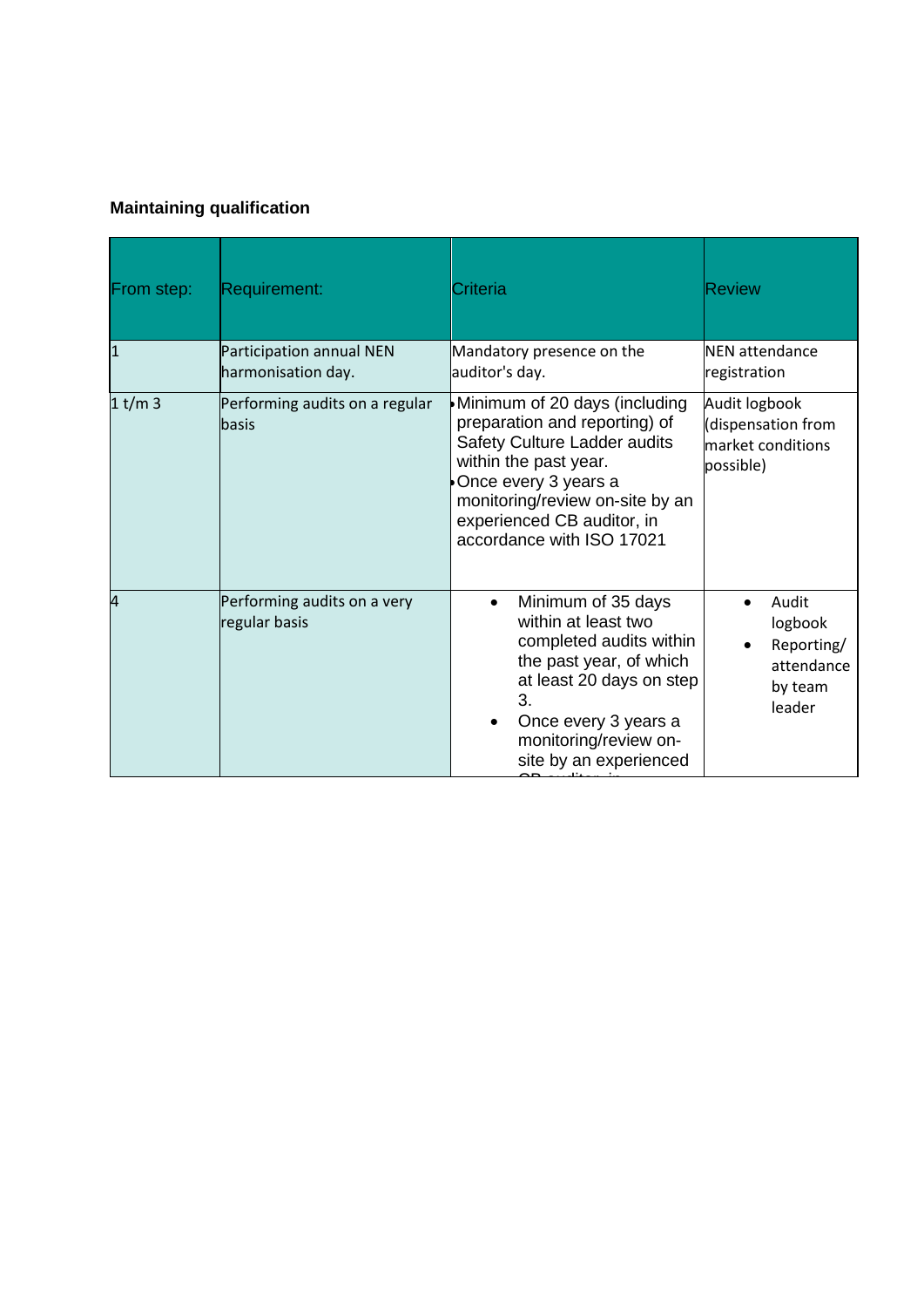**Maintaining qualification**

| From step: | Requirement: | Criteria | Review |
|---|---|---|---|
| 1 | Participation annual NEN harmonisation day. | Mandatory presence on the auditor's day. | NEN attendance registration |
| 1 t/m 3 | Performing audits on a regular basis | • Minimum of 20 days (including preparation and reporting) of Safety Culture Ladder audits within the past year.<br>• Once every 3 years a monitoring/review on-site by an experienced CB auditor, in accordance with ISO 17021 | Audit logbook (dispensation from market conditions possible) |
| 4 | Performing audits on a very regular basis | • Minimum of 35 days within at least two completed audits within the past year, of which at least 20 days on step 3.<br>• Once every 3 years a monitoring/review on-site by an experienced CB auditor, in | • Audit logbook<br>• Reporting/ attendance by team leader |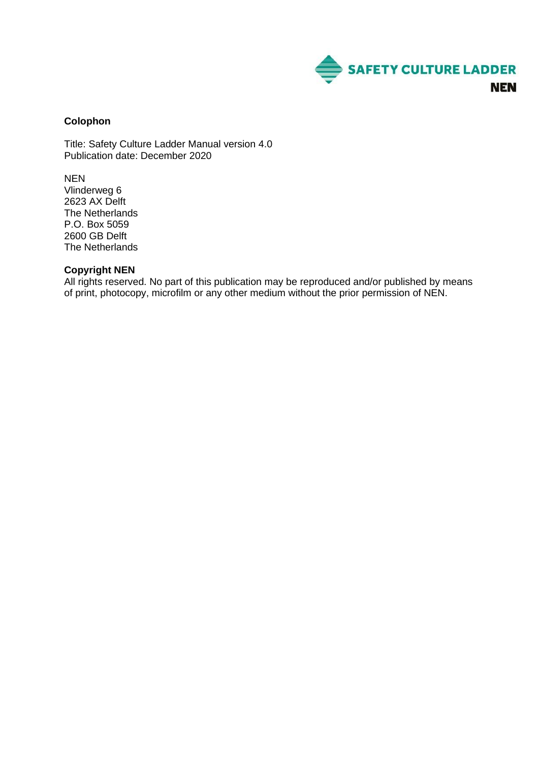SAFETY CULTURE LADDER

NEN

**Colophon**

Title: Safety Culture Ladder Manual version 4.0
Publication date: December 2020

NEN
Vlinderweg 6
2623 AX Delft
The Netherlands
P.O. Box 5059
2600 GB Delft
The Netherlands

**Copyright NEN**
All rights reserved. No part of this publication may be reproduced and/or published by means of print, photocopy, microfilm or any other medium without the prior permission of NEN.